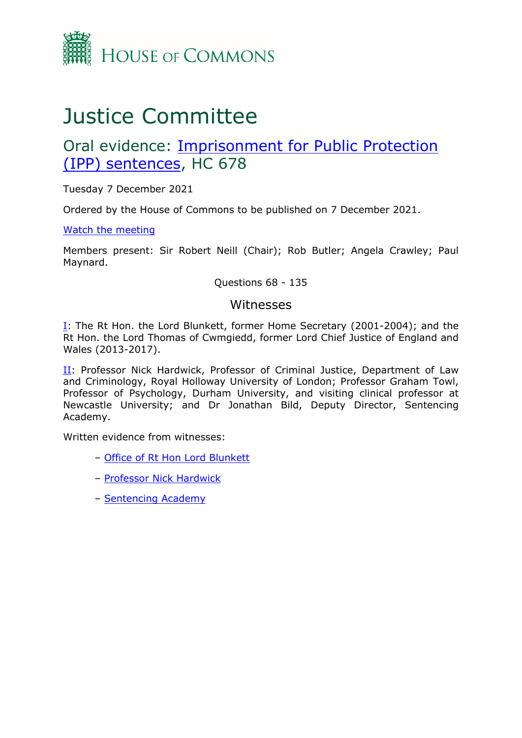HOUSE OF COMMONS

# Justice Committee

## Oral evidence: [Imprisonment for Public Protection (IPP) sentences](), HC 678

Tuesday 7 December 2021

Ordered by the House of Commons to be published on 7 December 2021.

[Watch the meeting]()

Members present: Sir Robert Neill (Chair); Rob Butler; Angela Crawley; Paul Maynard.

Questions 68 - 135

### Witnesses

[I](): The Rt Hon. the Lord Blunkett, former Home Secretary (2001-2004); and the Rt Hon. the Lord Thomas of Cwmgiedd, former Lord Chief Justice of England and Wales (2013-2017).

[II](): Professor Nick Hardwick, Professor of Criminal Justice, Department of Law and Criminology, Royal Holloway University of London; Professor Graham Towl, Professor of Psychology, Durham University, and visiting clinical professor at Newcastle University; and Dr Jonathan Bild, Deputy Director, Sentencing Academy.

Written evidence from witnesses:

- [Office of Rt Hon Lord Blunkett]()
- [Professor Nick Hardwick]()
- [Sentencing Academy]()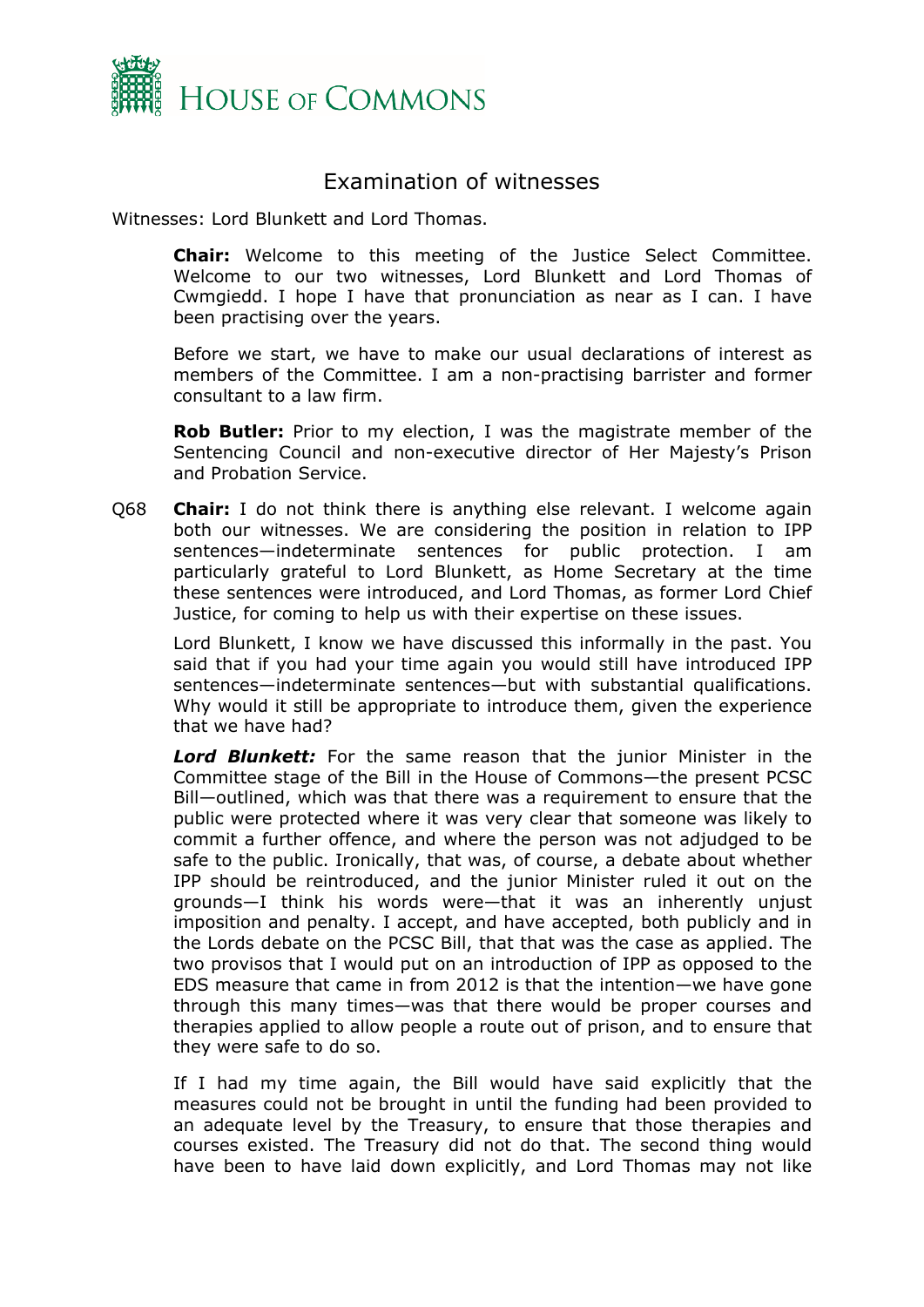# Examination of witnesses

Witnesses: Lord Blunkett and Lord Thomas.

**Chair:** Welcome to this meeting of the Justice Select Committee. Welcome to our two witnesses, Lord Blunkett and Lord Thomas of Cwmgiedd. I hope I have that pronunciation as near as I can. I have been practising over the years.

Before we start, we have to make our usual declarations of interest as members of the Committee. I am a non-practising barrister and former consultant to a law firm.

**Rob Butler:** Prior to my election, I was the magistrate member of the Sentencing Council and non-executive director of Her Majesty's Prison and Probation Service.

Q68 **Chair:** I do not think there is anything else relevant. I welcome again both our witnesses. We are considering the position in relation to IPP sentences—indeterminate sentences for public protection. I am particularly grateful to Lord Blunkett, as Home Secretary at the time these sentences were introduced, and Lord Thomas, as former Lord Chief Justice, for coming to help us with their expertise on these issues.

Lord Blunkett, I know we have discussed this informally in the past. You said that if you had your time again you would still have introduced IPP sentences—indeterminate sentences—but with substantial qualifications. Why would it still be appropriate to introduce them, given the experience that we have had?

***Lord Blunkett:*** For the same reason that the junior Minister in the Committee stage of the Bill in the House of Commons—the present PCSC Bill—outlined, which was that there was a requirement to ensure that the public were protected where it was very clear that someone was likely to commit a further offence, and where the person was not adjudged to be safe to the public. Ironically, that was, of course, a debate about whether IPP should be reintroduced, and the junior Minister ruled it out on the grounds—I think his words were—that it was an inherently unjust imposition and penalty. I accept, and have accepted, both publicly and in the Lords debate on the PCSC Bill, that that was the case as applied. The two provisos that I would put on an introduction of IPP as opposed to the EDS measure that came in from 2012 is that the intention—we have gone through this many times—was that there would be proper courses and therapies applied to allow people a route out of prison, and to ensure that they were safe to do so.

If I had my time again, the Bill would have said explicitly that the measures could not be brought in until the funding had been provided to an adequate level by the Treasury, to ensure that those therapies and courses existed. The Treasury did not do that. The second thing would have been to have laid down explicitly, and Lord Thomas may not like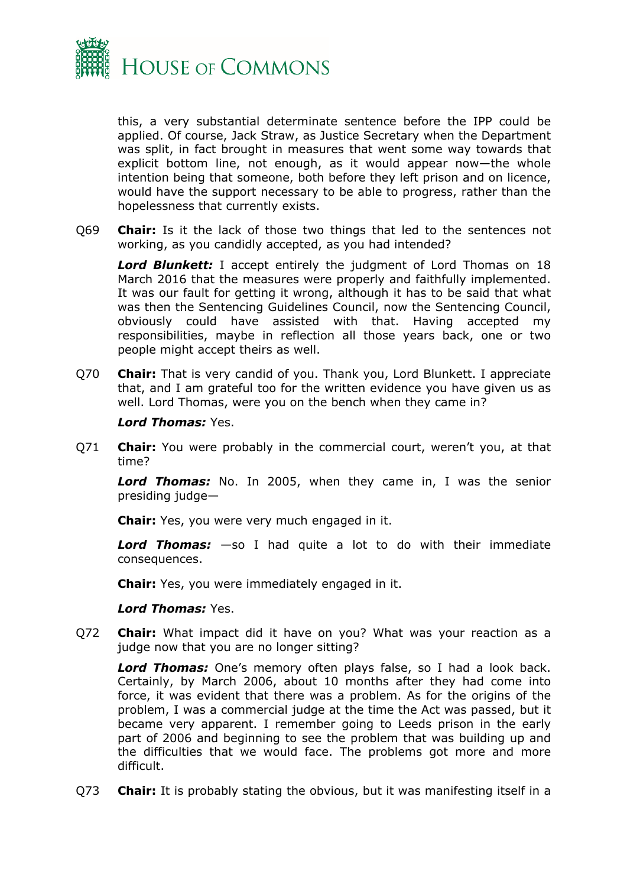this, a very substantial determinate sentence before the IPP could be applied. Of course, Jack Straw, as Justice Secretary when the Department was split, in fact brought in measures that went some way towards that explicit bottom line, not enough, as it would appear now—the whole intention being that someone, both before they left prison and on licence, would have the support necessary to be able to progress, rather than the hopelessness that currently exists.

Q69 **Chair:** Is it the lack of those two things that led to the sentences not working, as you candidly accepted, as you had intended?

***Lord Blunkett:*** I accept entirely the judgment of Lord Thomas on 18 March 2016 that the measures were properly and faithfully implemented. It was our fault for getting it wrong, although it has to be said that what was then the Sentencing Guidelines Council, now the Sentencing Council, obviously could have assisted with that. Having accepted my responsibilities, maybe in reflection all those years back, one or two people might accept theirs as well.

Q70 **Chair:** That is very candid of you. Thank you, Lord Blunkett. I appreciate that, and I am grateful too for the written evidence you have given us as well. Lord Thomas, were you on the bench when they came in?

***Lord Thomas:*** Yes.

Q71 **Chair:** You were probably in the commercial court, weren't you, at that time?

***Lord Thomas:*** No. In 2005, when they came in, I was the senior presiding judge—

**Chair:** Yes, you were very much engaged in it.

***Lord Thomas:*** —so I had quite a lot to do with their immediate consequences.

**Chair:** Yes, you were immediately engaged in it.

***Lord Thomas:*** Yes.

Q72 **Chair:** What impact did it have on you? What was your reaction as a judge now that you are no longer sitting?

***Lord Thomas:*** One's memory often plays false, so I had a look back. Certainly, by March 2006, about 10 months after they had come into force, it was evident that there was a problem. As for the origins of the problem, I was a commercial judge at the time the Act was passed, but it became very apparent. I remember going to Leeds prison in the early part of 2006 and beginning to see the problem that was building up and the difficulties that we would face. The problems got more and more difficult.

Q73 **Chair:** It is probably stating the obvious, but it was manifesting itself in a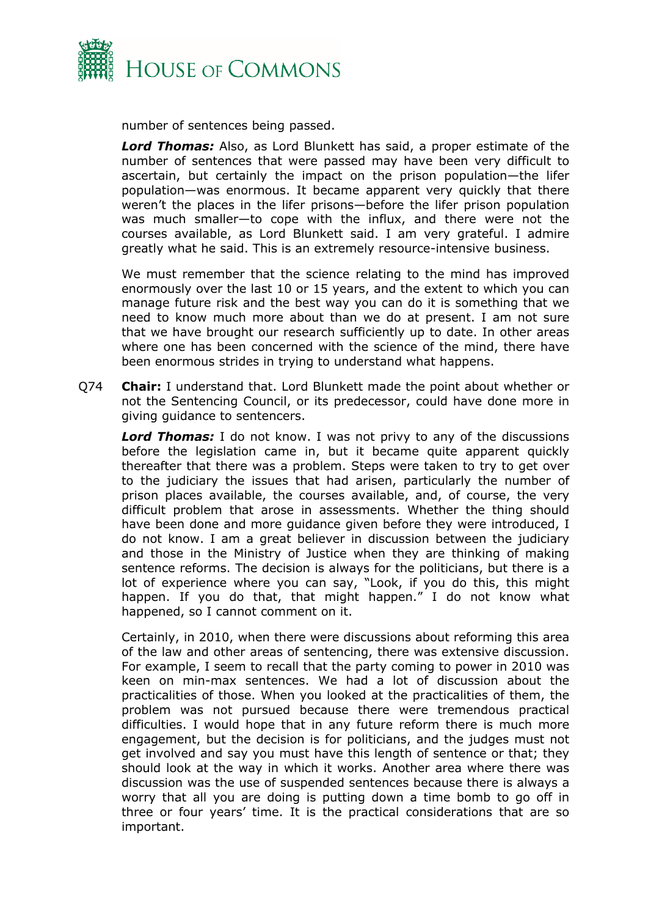number of sentences being passed.

***Lord Thomas:*** Also, as Lord Blunkett has said, a proper estimate of the number of sentences that were passed may have been very difficult to ascertain, but certainly the impact on the prison population—the lifer population—was enormous. It became apparent very quickly that there weren't the places in the lifer prisons—before the lifer prison population was much smaller—to cope with the influx, and there were not the courses available, as Lord Blunkett said. I am very grateful. I admire greatly what he said. This is an extremely resource-intensive business.

We must remember that the science relating to the mind has improved enormously over the last 10 or 15 years, and the extent to which you can manage future risk and the best way you can do it is something that we need to know much more about than we do at present. I am not sure that we have brought our research sufficiently up to date. In other areas where one has been concerned with the science of the mind, there have been enormous strides in trying to understand what happens.

Q74 **Chair:** I understand that. Lord Blunkett made the point about whether or not the Sentencing Council, or its predecessor, could have done more in giving guidance to sentencers.

***Lord Thomas:*** I do not know. I was not privy to any of the discussions before the legislation came in, but it became quite apparent quickly thereafter that there was a problem. Steps were taken to try to get over to the judiciary the issues that had arisen, particularly the number of prison places available, the courses available, and, of course, the very difficult problem that arose in assessments. Whether the thing should have been done and more guidance given before they were introduced, I do not know. I am a great believer in discussion between the judiciary and those in the Ministry of Justice when they are thinking of making sentence reforms. The decision is always for the politicians, but there is a lot of experience where you can say, "Look, if you do this, this might happen. If you do that, that might happen." I do not know what happened, so I cannot comment on it.

Certainly, in 2010, when there were discussions about reforming this area of the law and other areas of sentencing, there was extensive discussion. For example, I seem to recall that the party coming to power in 2010 was keen on min-max sentences. We had a lot of discussion about the practicalities of those. When you looked at the practicalities of them, the problem was not pursued because there were tremendous practical difficulties. I would hope that in any future reform there is much more engagement, but the decision is for politicians, and the judges must not get involved and say you must have this length of sentence or that; they should look at the way in which it works. Another area where there was discussion was the use of suspended sentences because there is always a worry that all you are doing is putting down a time bomb to go off in three or four years' time. It is the practical considerations that are so important.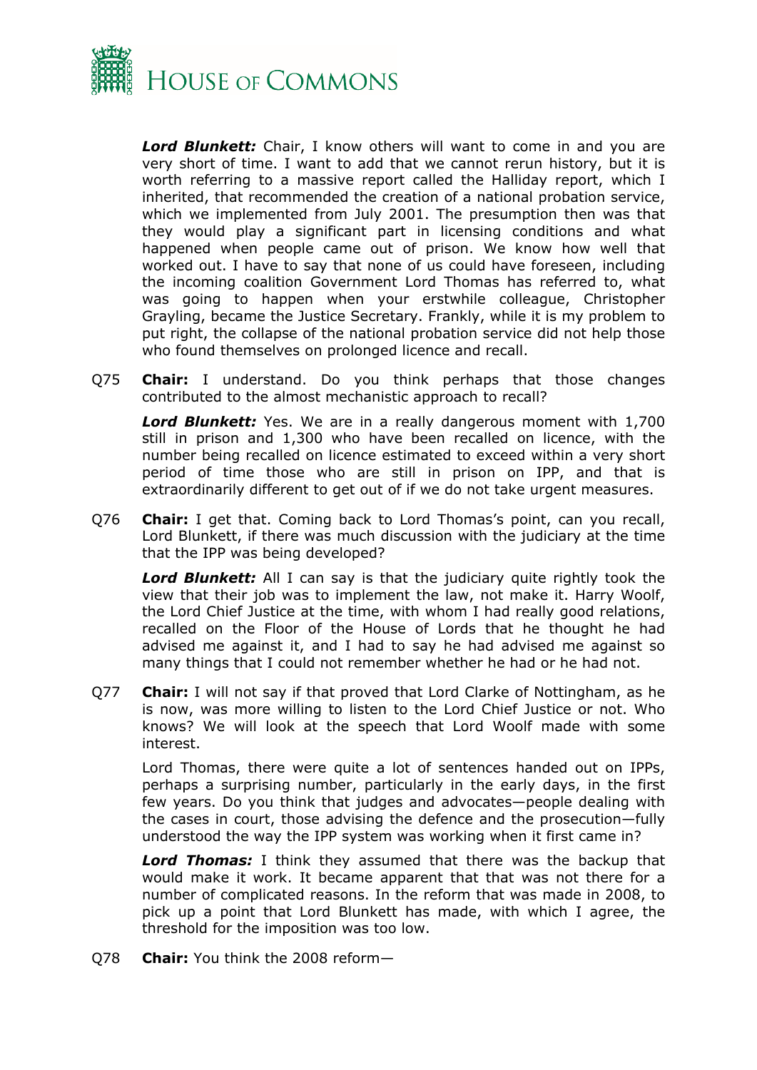***Lord Blunkett:*** Chair, I know others will want to come in and you are very short of time. I want to add that we cannot rerun history, but it is worth referring to a massive report called the Halliday report, which I inherited, that recommended the creation of a national probation service, which we implemented from July 2001. The presumption then was that they would play a significant part in licensing conditions and what happened when people came out of prison. We know how well that worked out. I have to say that none of us could have foreseen, including the incoming coalition Government Lord Thomas has referred to, what was going to happen when your erstwhile colleague, Christopher Grayling, became the Justice Secretary. Frankly, while it is my problem to put right, the collapse of the national probation service did not help those who found themselves on prolonged licence and recall.

Q75 **Chair:** I understand. Do you think perhaps that those changes contributed to the almost mechanistic approach to recall?

***Lord Blunkett:*** Yes. We are in a really dangerous moment with 1,700 still in prison and 1,300 who have been recalled on licence, with the number being recalled on licence estimated to exceed within a very short period of time those who are still in prison on IPP, and that is extraordinarily different to get out of if we do not take urgent measures.

Q76 **Chair:** I get that. Coming back to Lord Thomas's point, can you recall, Lord Blunkett, if there was much discussion with the judiciary at the time that the IPP was being developed?

***Lord Blunkett:*** All I can say is that the judiciary quite rightly took the view that their job was to implement the law, not make it. Harry Woolf, the Lord Chief Justice at the time, with whom I had really good relations, recalled on the Floor of the House of Lords that he thought he had advised me against it, and I had to say he had advised me against so many things that I could not remember whether he had or he had not.

Q77 **Chair:** I will not say if that proved that Lord Clarke of Nottingham, as he is now, was more willing to listen to the Lord Chief Justice or not. Who knows? We will look at the speech that Lord Woolf made with some interest.

Lord Thomas, there were quite a lot of sentences handed out on IPPs, perhaps a surprising number, particularly in the early days, in the first few years. Do you think that judges and advocates—people dealing with the cases in court, those advising the defence and the prosecution—fully understood the way the IPP system was working when it first came in?

***Lord Thomas:*** I think they assumed that there was the backup that would make it work. It became apparent that that was not there for a number of complicated reasons. In the reform that was made in 2008, to pick up a point that Lord Blunkett has made, with which I agree, the threshold for the imposition was too low.

Q78 **Chair:** You think the 2008 reform—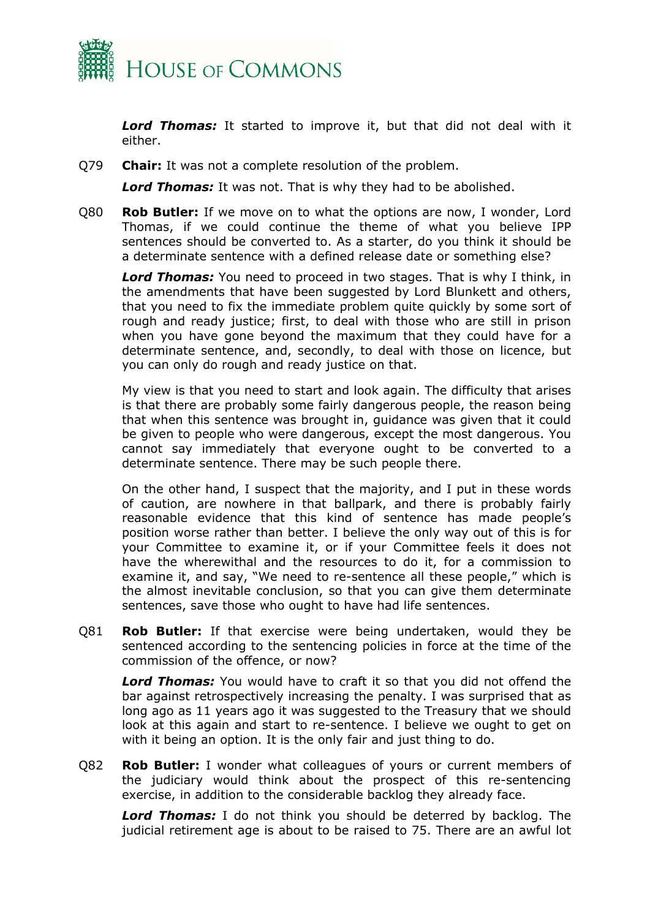***Lord Thomas:*** It started to improve it, but that did not deal with it either.

Q79 **Chair:** It was not a complete resolution of the problem.

***Lord Thomas:*** It was not. That is why they had to be abolished.

Q80 **Rob Butler:** If we move on to what the options are now, I wonder, Lord Thomas, if we could continue the theme of what you believe IPP sentences should be converted to. As a starter, do you think it should be a determinate sentence with a defined release date or something else?

***Lord Thomas:*** You need to proceed in two stages. That is why I think, in the amendments that have been suggested by Lord Blunkett and others, that you need to fix the immediate problem quite quickly by some sort of rough and ready justice; first, to deal with those who are still in prison when you have gone beyond the maximum that they could have for a determinate sentence, and, secondly, to deal with those on licence, but you can only do rough and ready justice on that.

My view is that you need to start and look again. The difficulty that arises is that there are probably some fairly dangerous people, the reason being that when this sentence was brought in, guidance was given that it could be given to people who were dangerous, except the most dangerous. You cannot say immediately that everyone ought to be converted to a determinate sentence. There may be such people there.

On the other hand, I suspect that the majority, and I put in these words of caution, are nowhere in that ballpark, and there is probably fairly reasonable evidence that this kind of sentence has made people's position worse rather than better. I believe the only way out of this is for your Committee to examine it, or if your Committee feels it does not have the wherewithal and the resources to do it, for a commission to examine it, and say, "We need to re-sentence all these people," which is the almost inevitable conclusion, so that you can give them determinate sentences, save those who ought to have had life sentences.

Q81 **Rob Butler:** If that exercise were being undertaken, would they be sentenced according to the sentencing policies in force at the time of the commission of the offence, or now?

***Lord Thomas:*** You would have to craft it so that you did not offend the bar against retrospectively increasing the penalty. I was surprised that as long ago as 11 years ago it was suggested to the Treasury that we should look at this again and start to re-sentence. I believe we ought to get on with it being an option. It is the only fair and just thing to do.

Q82 **Rob Butler:** I wonder what colleagues of yours or current members of the judiciary would think about the prospect of this re-sentencing exercise, in addition to the considerable backlog they already face.

***Lord Thomas:*** I do not think you should be deterred by backlog. The judicial retirement age is about to be raised to 75. There are an awful lot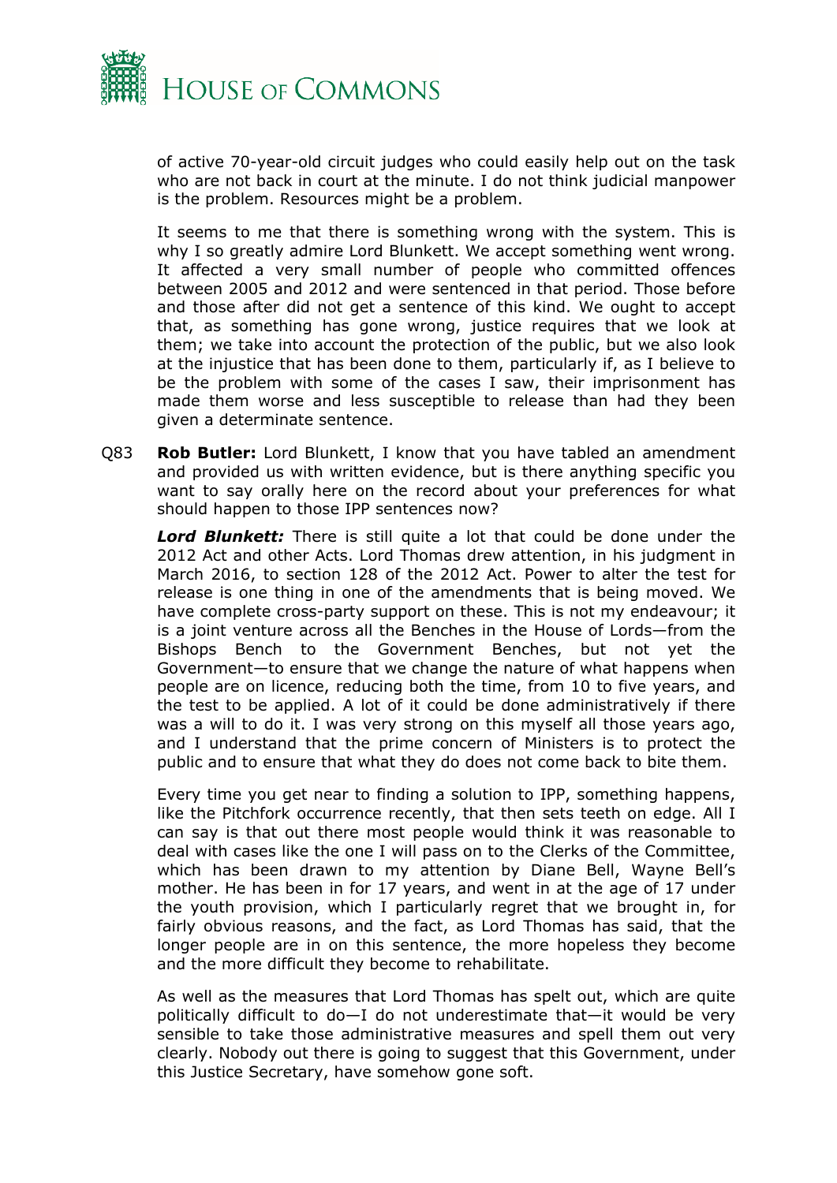of active 70-year-old circuit judges who could easily help out on the task who are not back in court at the minute. I do not think judicial manpower is the problem. Resources might be a problem.

It seems to me that there is something wrong with the system. This is why I so greatly admire Lord Blunkett. We accept something went wrong. It affected a very small number of people who committed offences between 2005 and 2012 and were sentenced in that period. Those before and those after did not get a sentence of this kind. We ought to accept that, as something has gone wrong, justice requires that we look at them; we take into account the protection of the public, but we also look at the injustice that has been done to them, particularly if, as I believe to be the problem with some of the cases I saw, their imprisonment has made them worse and less susceptible to release than had they been given a determinate sentence.

Q83 **Rob Butler:** Lord Blunkett, I know that you have tabled an amendment and provided us with written evidence, but is there anything specific you want to say orally here on the record about your preferences for what should happen to those IPP sentences now?

***Lord Blunkett:*** There is still quite a lot that could be done under the 2012 Act and other Acts. Lord Thomas drew attention, in his judgment in March 2016, to section 128 of the 2012 Act. Power to alter the test for release is one thing in one of the amendments that is being moved. We have complete cross-party support on these. This is not my endeavour; it is a joint venture across all the Benches in the House of Lords—from the Bishops Bench to the Government Benches, but not yet the Government—to ensure that we change the nature of what happens when people are on licence, reducing both the time, from 10 to five years, and the test to be applied. A lot of it could be done administratively if there was a will to do it. I was very strong on this myself all those years ago, and I understand that the prime concern of Ministers is to protect the public and to ensure that what they do does not come back to bite them.

Every time you get near to finding a solution to IPP, something happens, like the Pitchfork occurrence recently, that then sets teeth on edge. All I can say is that out there most people would think it was reasonable to deal with cases like the one I will pass on to the Clerks of the Committee, which has been drawn to my attention by Diane Bell, Wayne Bell's mother. He has been in for 17 years, and went in at the age of 17 under the youth provision, which I particularly regret that we brought in, for fairly obvious reasons, and the fact, as Lord Thomas has said, that the longer people are in on this sentence, the more hopeless they become and the more difficult they become to rehabilitate.

As well as the measures that Lord Thomas has spelt out, which are quite politically difficult to do—I do not underestimate that—it would be very sensible to take those administrative measures and spell them out very clearly. Nobody out there is going to suggest that this Government, under this Justice Secretary, have somehow gone soft.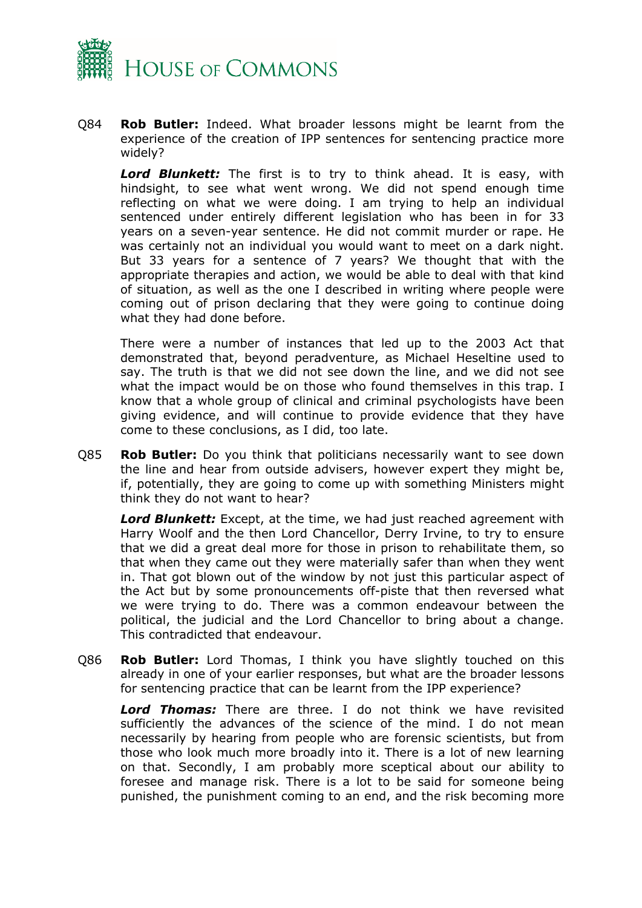Q84 **Rob Butler:** Indeed. What broader lessons might be learnt from the experience of the creation of IPP sentences for sentencing practice more widely?

***Lord Blunkett:*** The first is to try to think ahead. It is easy, with hindsight, to see what went wrong. We did not spend enough time reflecting on what we were doing. I am trying to help an individual sentenced under entirely different legislation who has been in for 33 years on a seven-year sentence. He did not commit murder or rape. He was certainly not an individual you would want to meet on a dark night. But 33 years for a sentence of 7 years? We thought that with the appropriate therapies and action, we would be able to deal with that kind of situation, as well as the one I described in writing where people were coming out of prison declaring that they were going to continue doing what they had done before.

There were a number of instances that led up to the 2003 Act that demonstrated that, beyond peradventure, as Michael Heseltine used to say. The truth is that we did not see down the line, and we did not see what the impact would be on those who found themselves in this trap. I know that a whole group of clinical and criminal psychologists have been giving evidence, and will continue to provide evidence that they have come to these conclusions, as I did, too late.

Q85 **Rob Butler:** Do you think that politicians necessarily want to see down the line and hear from outside advisers, however expert they might be, if, potentially, they are going to come up with something Ministers might think they do not want to hear?

***Lord Blunkett:*** Except, at the time, we had just reached agreement with Harry Woolf and the then Lord Chancellor, Derry Irvine, to try to ensure that we did a great deal more for those in prison to rehabilitate them, so that when they came out they were materially safer than when they went in. That got blown out of the window by not just this particular aspect of the Act but by some pronouncements off-piste that then reversed what we were trying to do. There was a common endeavour between the political, the judicial and the Lord Chancellor to bring about a change. This contradicted that endeavour.

Q86 **Rob Butler:** Lord Thomas, I think you have slightly touched on this already in one of your earlier responses, but what are the broader lessons for sentencing practice that can be learnt from the IPP experience?

***Lord Thomas:*** There are three. I do not think we have revisited sufficiently the advances of the science of the mind. I do not mean necessarily by hearing from people who are forensic scientists, but from those who look much more broadly into it. There is a lot of new learning on that. Secondly, I am probably more sceptical about our ability to foresee and manage risk. There is a lot to be said for someone being punished, the punishment coming to an end, and the risk becoming more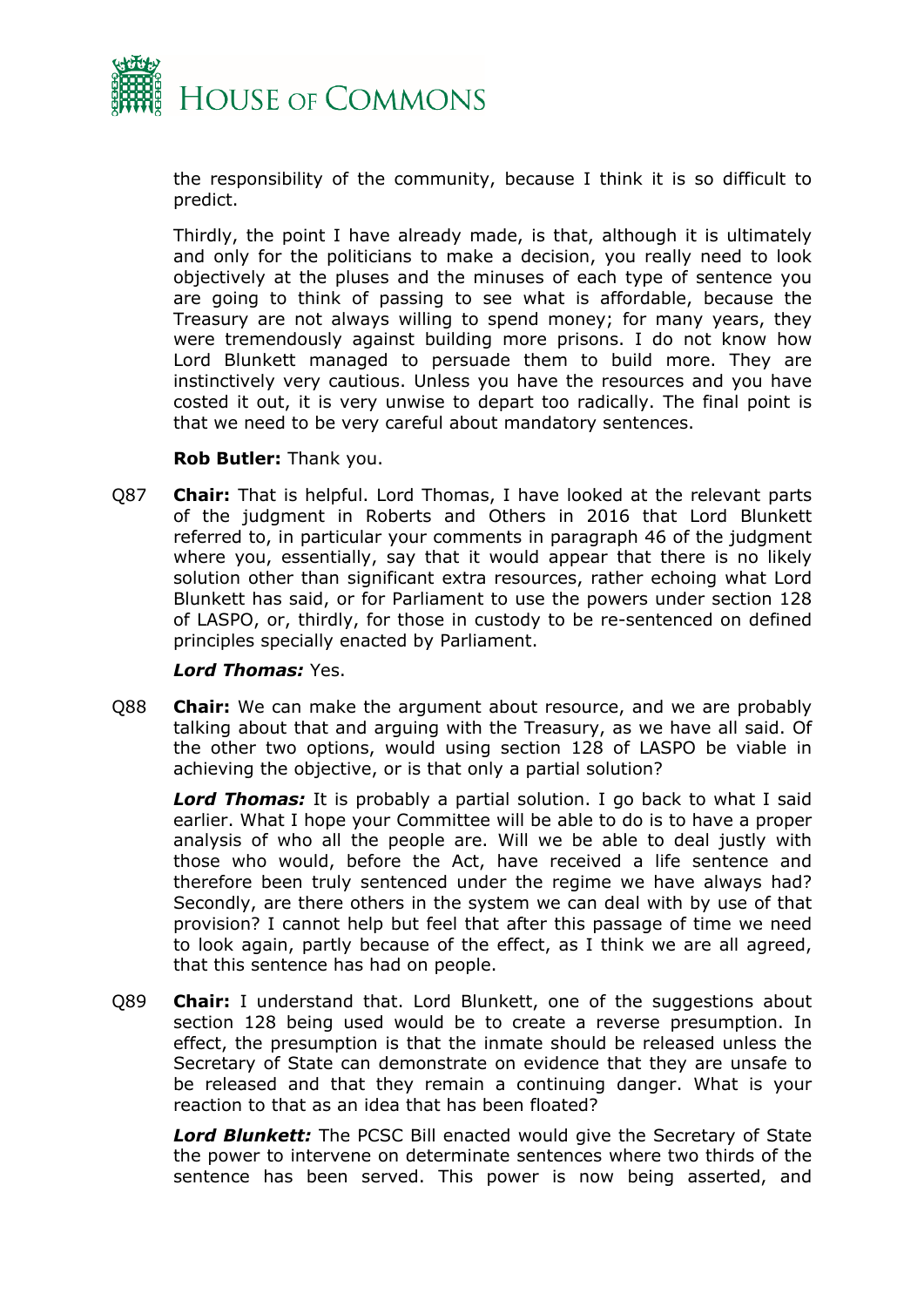the responsibility of the community, because I think it is so difficult to predict.

Thirdly, the point I have already made, is that, although it is ultimately and only for the politicians to make a decision, you really need to look objectively at the pluses and the minuses of each type of sentence you are going to think of passing to see what is affordable, because the Treasury are not always willing to spend money; for many years, they were tremendously against building more prisons. I do not know how Lord Blunkett managed to persuade them to build more. They are instinctively very cautious. Unless you have the resources and you have costed it out, it is very unwise to depart too radically. The final point is that we need to be very careful about mandatory sentences.

**Rob Butler:** Thank you.

Q87 **Chair:** That is helpful. Lord Thomas, I have looked at the relevant parts of the judgment in Roberts and Others in 2016 that Lord Blunkett referred to, in particular your comments in paragraph 46 of the judgment where you, essentially, say that it would appear that there is no likely solution other than significant extra resources, rather echoing what Lord Blunkett has said, or for Parliament to use the powers under section 128 of LASPO, or, thirdly, for those in custody to be re-sentenced on defined principles specially enacted by Parliament.

***Lord Thomas:*** Yes.

Q88 **Chair:** We can make the argument about resource, and we are probably talking about that and arguing with the Treasury, as we have all said. Of the other two options, would using section 128 of LASPO be viable in achieving the objective, or is that only a partial solution?

***Lord Thomas:*** It is probably a partial solution. I go back to what I said earlier. What I hope your Committee will be able to do is to have a proper analysis of who all the people are. Will we be able to deal justly with those who would, before the Act, have received a life sentence and therefore been truly sentenced under the regime we have always had? Secondly, are there others in the system we can deal with by use of that provision? I cannot help but feel that after this passage of time we need to look again, partly because of the effect, as I think we are all agreed, that this sentence has had on people.

Q89 **Chair:** I understand that. Lord Blunkett, one of the suggestions about section 128 being used would be to create a reverse presumption. In effect, the presumption is that the inmate should be released unless the Secretary of State can demonstrate on evidence that they are unsafe to be released and that they remain a continuing danger. What is your reaction to that as an idea that has been floated?

***Lord Blunkett:*** The PCSC Bill enacted would give the Secretary of State the power to intervene on determinate sentences where two thirds of the sentence has been served. This power is now being asserted, and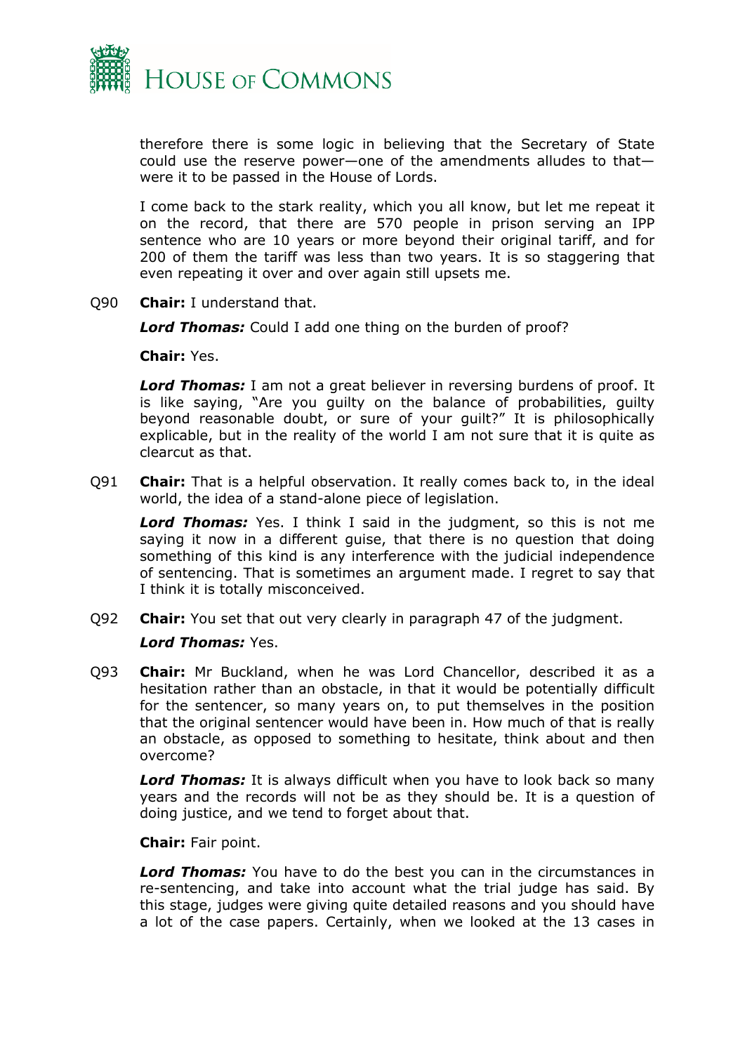therefore there is some logic in believing that the Secretary of State could use the reserve power—one of the amendments alludes to that—were it to be passed in the House of Lords.

I come back to the stark reality, which you all know, but let me repeat it on the record, that there are 570 people in prison serving an IPP sentence who are 10 years or more beyond their original tariff, and for 200 of them the tariff was less than two years. It is so staggering that even repeating it over and over again still upsets me.

Q90 **Chair:** I understand that.

***Lord Thomas:*** Could I add one thing on the burden of proof?

**Chair:** Yes.

***Lord Thomas:*** I am not a great believer in reversing burdens of proof. It is like saying, "Are you guilty on the balance of probabilities, guilty beyond reasonable doubt, or sure of your guilt?" It is philosophically explicable, but in the reality of the world I am not sure that it is quite as clearcut as that.

Q91 **Chair:** That is a helpful observation. It really comes back to, in the ideal world, the idea of a stand-alone piece of legislation.

***Lord Thomas:*** Yes. I think I said in the judgment, so this is not me saying it now in a different guise, that there is no question that doing something of this kind is any interference with the judicial independence of sentencing. That is sometimes an argument made. I regret to say that I think it is totally misconceived.

Q92 **Chair:** You set that out very clearly in paragraph 47 of the judgment.

***Lord Thomas:*** Yes.

Q93 **Chair:** Mr Buckland, when he was Lord Chancellor, described it as a hesitation rather than an obstacle, in that it would be potentially difficult for the sentencer, so many years on, to put themselves in the position that the original sentencer would have been in. How much of that is really an obstacle, as opposed to something to hesitate, think about and then overcome?

***Lord Thomas:*** It is always difficult when you have to look back so many years and the records will not be as they should be. It is a question of doing justice, and we tend to forget about that.

**Chair:** Fair point.

***Lord Thomas:*** You have to do the best you can in the circumstances in re-sentencing, and take into account what the trial judge has said. By this stage, judges were giving quite detailed reasons and you should have a lot of the case papers. Certainly, when we looked at the 13 cases in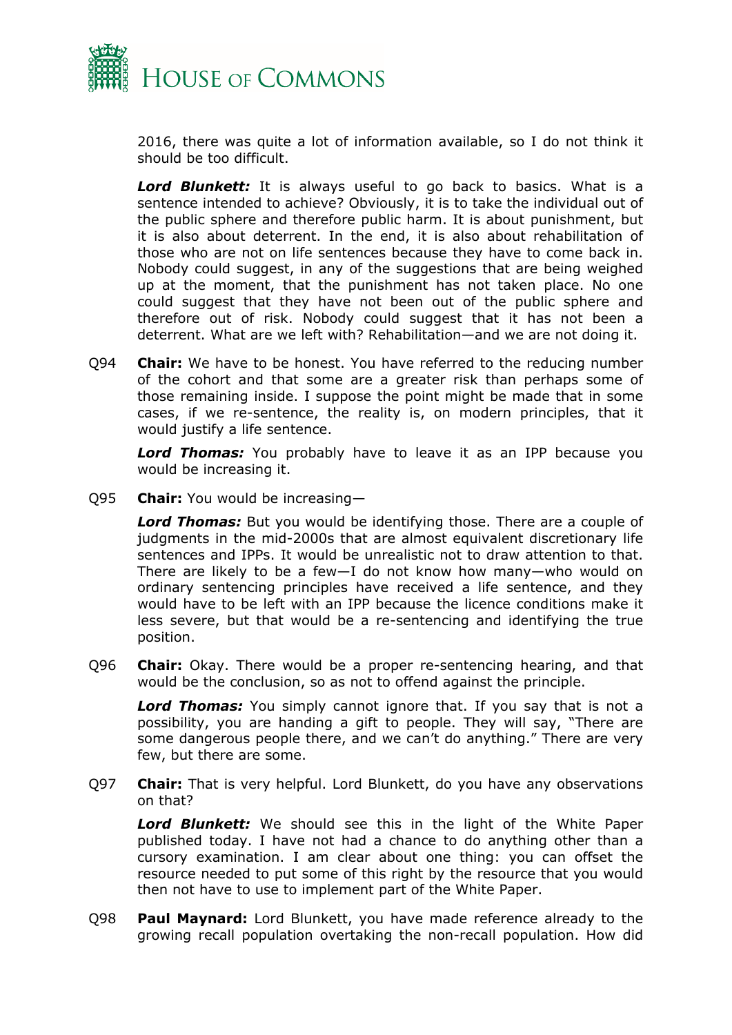2016, there was quite a lot of information available, so I do not think it should be too difficult.

***Lord Blunkett:*** It is always useful to go back to basics. What is a sentence intended to achieve? Obviously, it is to take the individual out of the public sphere and therefore public harm. It is about punishment, but it is also about deterrent. In the end, it is also about rehabilitation of those who are not on life sentences because they have to come back in. Nobody could suggest, in any of the suggestions that are being weighed up at the moment, that the punishment has not taken place. No one could suggest that they have not been out of the public sphere and therefore out of risk. Nobody could suggest that it has not been a deterrent. What are we left with? Rehabilitation—and we are not doing it.

Q94 **Chair:** We have to be honest. You have referred to the reducing number of the cohort and that some are a greater risk than perhaps some of those remaining inside. I suppose the point might be made that in some cases, if we re-sentence, the reality is, on modern principles, that it would justify a life sentence.

***Lord Thomas:*** You probably have to leave it as an IPP because you would be increasing it.

Q95 **Chair:** You would be increasing—

***Lord Thomas:*** But you would be identifying those. There are a couple of judgments in the mid-2000s that are almost equivalent discretionary life sentences and IPPs. It would be unrealistic not to draw attention to that. There are likely to be a few—I do not know how many—who would on ordinary sentencing principles have received a life sentence, and they would have to be left with an IPP because the licence conditions make it less severe, but that would be a re-sentencing and identifying the true position.

Q96 **Chair:** Okay. There would be a proper re-sentencing hearing, and that would be the conclusion, so as not to offend against the principle.

***Lord Thomas:*** You simply cannot ignore that. If you say that is not a possibility, you are handing a gift to people. They will say, "There are some dangerous people there, and we can't do anything." There are very few, but there are some.

Q97 **Chair:** That is very helpful. Lord Blunkett, do you have any observations on that?

***Lord Blunkett:*** We should see this in the light of the White Paper published today. I have not had a chance to do anything other than a cursory examination. I am clear about one thing: you can offset the resource needed to put some of this right by the resource that you would then not have to use to implement part of the White Paper.

Q98 **Paul Maynard:** Lord Blunkett, you have made reference already to the growing recall population overtaking the non-recall population. How did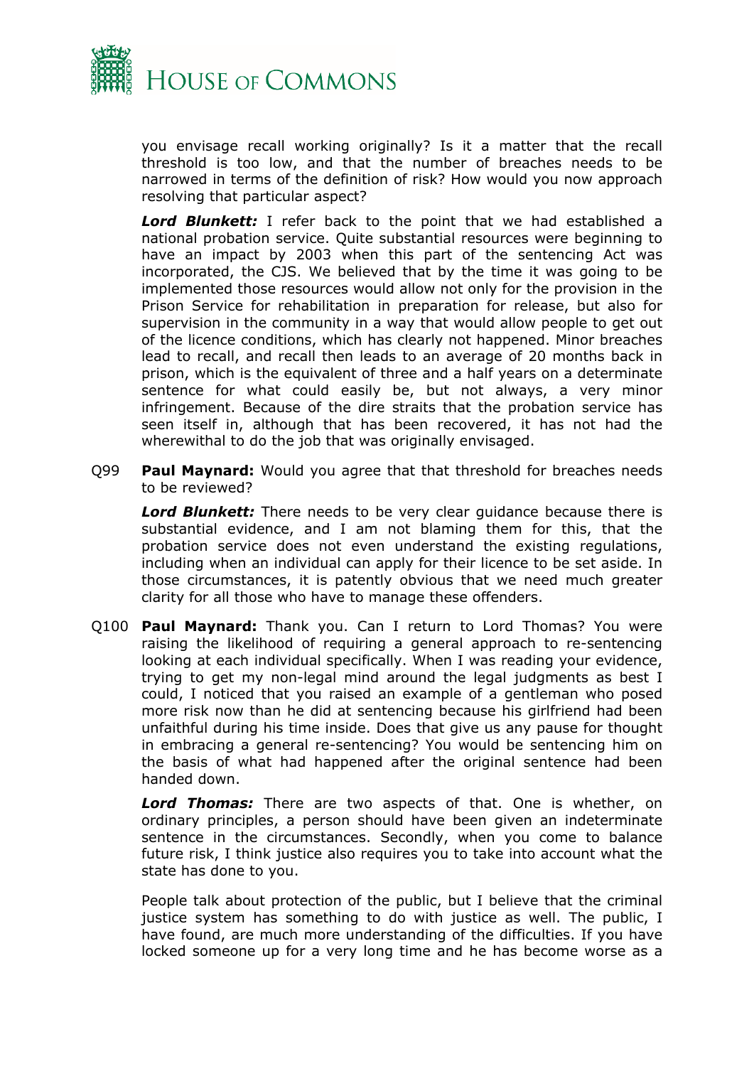you envisage recall working originally? Is it a matter that the recall threshold is too low, and that the number of breaches needs to be narrowed in terms of the definition of risk? How would you now approach resolving that particular aspect?

***Lord Blunkett:*** I refer back to the point that we had established a national probation service. Quite substantial resources were beginning to have an impact by 2003 when this part of the sentencing Act was incorporated, the CJS. We believed that by the time it was going to be implemented those resources would allow not only for the provision in the Prison Service for rehabilitation in preparation for release, but also for supervision in the community in a way that would allow people to get out of the licence conditions, which has clearly not happened. Minor breaches lead to recall, and recall then leads to an average of 20 months back in prison, which is the equivalent of three and a half years on a determinate sentence for what could easily be, but not always, a very minor infringement. Because of the dire straits that the probation service has seen itself in, although that has been recovered, it has not had the wherewithal to do the job that was originally envisaged.

Q99 **Paul Maynard:** Would you agree that that threshold for breaches needs to be reviewed?

***Lord Blunkett:*** There needs to be very clear guidance because there is substantial evidence, and I am not blaming them for this, that the probation service does not even understand the existing regulations, including when an individual can apply for their licence to be set aside. In those circumstances, it is patently obvious that we need much greater clarity for all those who have to manage these offenders.

Q100 **Paul Maynard:** Thank you. Can I return to Lord Thomas? You were raising the likelihood of requiring a general approach to re-sentencing looking at each individual specifically. When I was reading your evidence, trying to get my non-legal mind around the legal judgments as best I could, I noticed that you raised an example of a gentleman who posed more risk now than he did at sentencing because his girlfriend had been unfaithful during his time inside. Does that give us any pause for thought in embracing a general re-sentencing? You would be sentencing him on the basis of what had happened after the original sentence had been handed down.

***Lord Thomas:*** There are two aspects of that. One is whether, on ordinary principles, a person should have been given an indeterminate sentence in the circumstances. Secondly, when you come to balance future risk, I think justice also requires you to take into account what the state has done to you.

People talk about protection of the public, but I believe that the criminal justice system has something to do with justice as well. The public, I have found, are much more understanding of the difficulties. If you have locked someone up for a very long time and he has become worse as a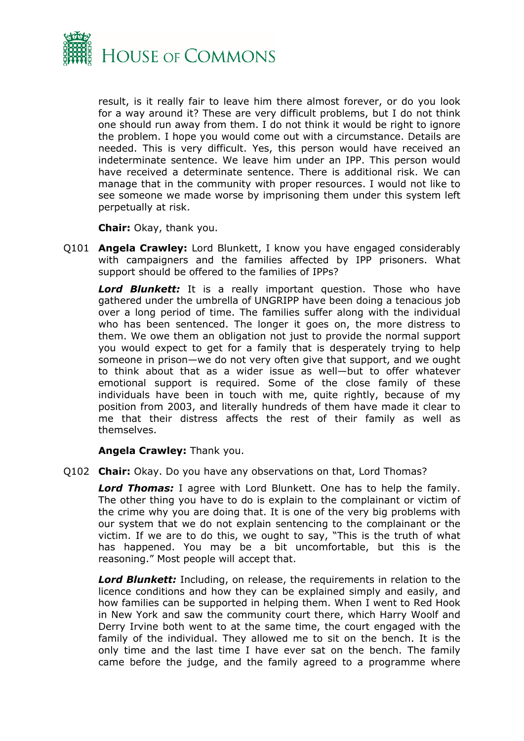result, is it really fair to leave him there almost forever, or do you look for a way around it? These are very difficult problems, but I do not think one should run away from them. I do not think it would be right to ignore the problem. I hope you would come out with a circumstance. Details are needed. This is very difficult. Yes, this person would have received an indeterminate sentence. We leave him under an IPP. This person would have received a determinate sentence. There is additional risk. We can manage that in the community with proper resources. I would not like to see someone we made worse by imprisoning them under this system left perpetually at risk.

**Chair:** Okay, thank you.

Q101 **Angela Crawley:** Lord Blunkett, I know you have engaged considerably with campaigners and the families affected by IPP prisoners. What support should be offered to the families of IPPs?

***Lord Blunkett:*** It is a really important question. Those who have gathered under the umbrella of UNGRIPP have been doing a tenacious job over a long period of time. The families suffer along with the individual who has been sentenced. The longer it goes on, the more distress to them. We owe them an obligation not just to provide the normal support you would expect to get for a family that is desperately trying to help someone in prison—we do not very often give that support, and we ought to think about that as a wider issue as well—but to offer whatever emotional support is required. Some of the close family of these individuals have been in touch with me, quite rightly, because of my position from 2003, and literally hundreds of them have made it clear to me that their distress affects the rest of their family as well as themselves.

**Angela Crawley:** Thank you.

Q102 **Chair:** Okay. Do you have any observations on that, Lord Thomas?

***Lord Thomas:*** I agree with Lord Blunkett. One has to help the family. The other thing you have to do is explain to the complainant or victim of the crime why you are doing that. It is one of the very big problems with our system that we do not explain sentencing to the complainant or the victim. If we are to do this, we ought to say, "This is the truth of what has happened. You may be a bit uncomfortable, but this is the reasoning." Most people will accept that.

***Lord Blunkett:*** Including, on release, the requirements in relation to the licence conditions and how they can be explained simply and easily, and how families can be supported in helping them. When I went to Red Hook in New York and saw the community court there, which Harry Woolf and Derry Irvine both went to at the same time, the court engaged with the family of the individual. They allowed me to sit on the bench. It is the only time and the last time I have ever sat on the bench. The family came before the judge, and the family agreed to a programme where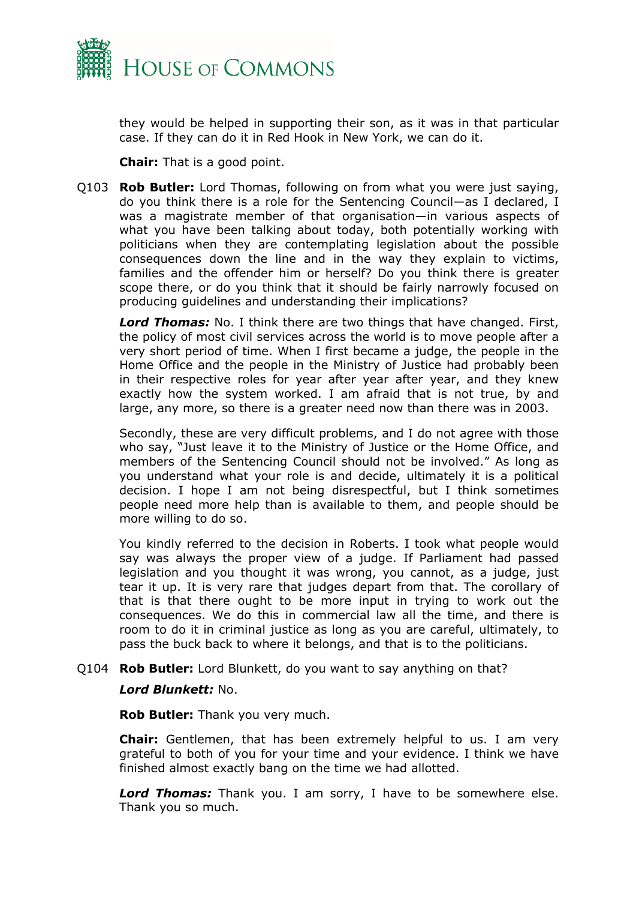they would be helped in supporting their son, as it was in that particular case. If they can do it in Red Hook in New York, we can do it.

**Chair:** That is a good point.

Q103 **Rob Butler:** Lord Thomas, following on from what you were just saying, do you think there is a role for the Sentencing Council—as I declared, I was a magistrate member of that organisation—in various aspects of what you have been talking about today, both potentially working with politicians when they are contemplating legislation about the possible consequences down the line and in the way they explain to victims, families and the offender him or herself? Do you think there is greater scope there, or do you think that it should be fairly narrowly focused on producing guidelines and understanding their implications?

***Lord Thomas:*** No. I think there are two things that have changed. First, the policy of most civil services across the world is to move people after a very short period of time. When I first became a judge, the people in the Home Office and the people in the Ministry of Justice had probably been in their respective roles for year after year after year, and they knew exactly how the system worked. I am afraid that is not true, by and large, any more, so there is a greater need now than there was in 2003.

Secondly, these are very difficult problems, and I do not agree with those who say, "Just leave it to the Ministry of Justice or the Home Office, and members of the Sentencing Council should not be involved." As long as you understand what your role is and decide, ultimately it is a political decision. I hope I am not being disrespectful, but I think sometimes people need more help than is available to them, and people should be more willing to do so.

You kindly referred to the decision in Roberts. I took what people would say was always the proper view of a judge. If Parliament had passed legislation and you thought it was wrong, you cannot, as a judge, just tear it up. It is very rare that judges depart from that. The corollary of that is that there ought to be more input in trying to work out the consequences. We do this in commercial law all the time, and there is room to do it in criminal justice as long as you are careful, ultimately, to pass the buck back to where it belongs, and that is to the politicians.

Q104 **Rob Butler:** Lord Blunkett, do you want to say anything on that?

***Lord Blunkett:*** No.

**Rob Butler:** Thank you very much.

**Chair:** Gentlemen, that has been extremely helpful to us. I am very grateful to both of you for your time and your evidence. I think we have finished almost exactly bang on the time we had allotted.

***Lord Thomas:*** Thank you. I am sorry, I have to be somewhere else. Thank you so much.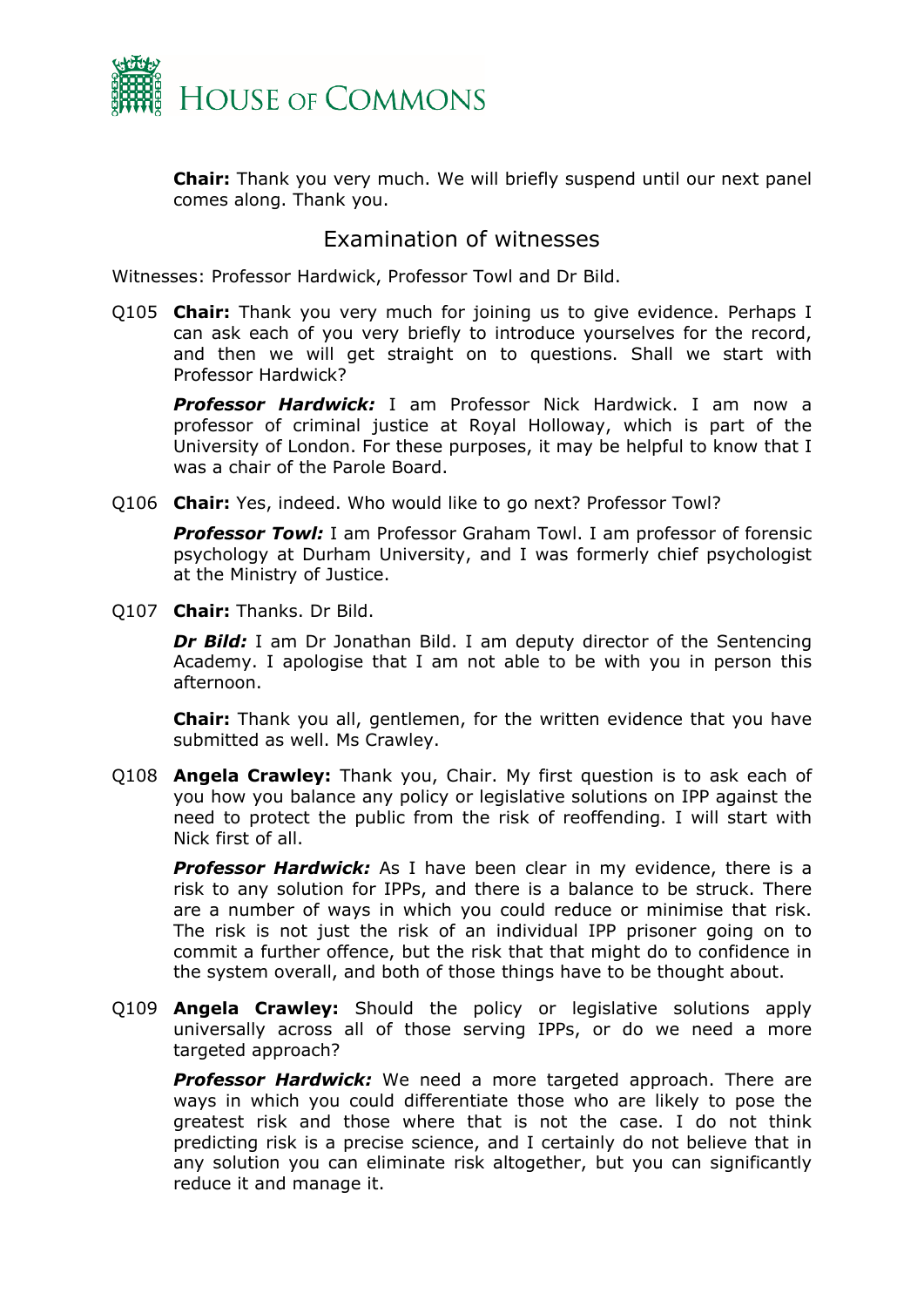**Chair:** Thank you very much. We will briefly suspend until our next panel comes along. Thank you.

## Examination of witnesses

Witnesses: Professor Hardwick, Professor Towl and Dr Bild.

Q105 **Chair:** Thank you very much for joining us to give evidence. Perhaps I can ask each of you very briefly to introduce yourselves for the record, and then we will get straight on to questions. Shall we start with Professor Hardwick?

***Professor Hardwick:*** I am Professor Nick Hardwick. I am now a professor of criminal justice at Royal Holloway, which is part of the University of London. For these purposes, it may be helpful to know that I was a chair of the Parole Board.

Q106 **Chair:** Yes, indeed. Who would like to go next? Professor Towl?

***Professor Towl:*** I am Professor Graham Towl. I am professor of forensic psychology at Durham University, and I was formerly chief psychologist at the Ministry of Justice.

Q107 **Chair:** Thanks. Dr Bild.

***Dr Bild:*** I am Dr Jonathan Bild. I am deputy director of the Sentencing Academy. I apologise that I am not able to be with you in person this afternoon.

**Chair:** Thank you all, gentlemen, for the written evidence that you have submitted as well. Ms Crawley.

Q108 **Angela Crawley:** Thank you, Chair. My first question is to ask each of you how you balance any policy or legislative solutions on IPP against the need to protect the public from the risk of reoffending. I will start with Nick first of all.

***Professor Hardwick:*** As I have been clear in my evidence, there is a risk to any solution for IPPs, and there is a balance to be struck. There are a number of ways in which you could reduce or minimise that risk. The risk is not just the risk of an individual IPP prisoner going on to commit a further offence, but the risk that that might do to confidence in the system overall, and both of those things have to be thought about.

Q109 **Angela Crawley:** Should the policy or legislative solutions apply universally across all of those serving IPPs, or do we need a more targeted approach?

***Professor Hardwick:*** We need a more targeted approach. There are ways in which you could differentiate those who are likely to pose the greatest risk and those where that is not the case. I do not think predicting risk is a precise science, and I certainly do not believe that in any solution you can eliminate risk altogether, but you can significantly reduce it and manage it.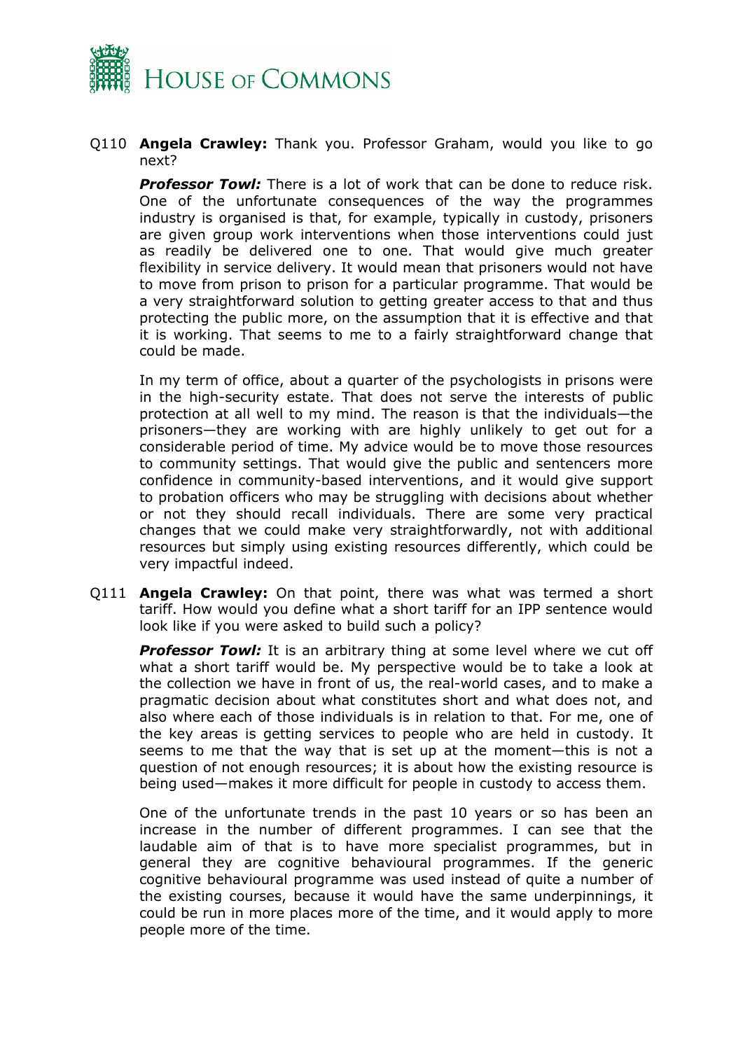Q110 **Angela Crawley:** Thank you. Professor Graham, would you like to go next?

***Professor Towl:*** There is a lot of work that can be done to reduce risk. One of the unfortunate consequences of the way the programmes industry is organised is that, for example, typically in custody, prisoners are given group work interventions when those interventions could just as readily be delivered one to one. That would give much greater flexibility in service delivery. It would mean that prisoners would not have to move from prison to prison for a particular programme. That would be a very straightforward solution to getting greater access to that and thus protecting the public more, on the assumption that it is effective and that it is working. That seems to me to a fairly straightforward change that could be made.

In my term of office, about a quarter of the psychologists in prisons were in the high-security estate. That does not serve the interests of public protection at all well to my mind. The reason is that the individuals—the prisoners—they are working with are highly unlikely to get out for a considerable period of time. My advice would be to move those resources to community settings. That would give the public and sentencers more confidence in community-based interventions, and it would give support to probation officers who may be struggling with decisions about whether or not they should recall individuals. There are some very practical changes that we could make very straightforwardly, not with additional resources but simply using existing resources differently, which could be very impactful indeed.

Q111 **Angela Crawley:** On that point, there was what was termed a short tariff. How would you define what a short tariff for an IPP sentence would look like if you were asked to build such a policy?

***Professor Towl:*** It is an arbitrary thing at some level where we cut off what a short tariff would be. My perspective would be to take a look at the collection we have in front of us, the real-world cases, and to make a pragmatic decision about what constitutes short and what does not, and also where each of those individuals is in relation to that. For me, one of the key areas is getting services to people who are held in custody. It seems to me that the way that is set up at the moment—this is not a question of not enough resources; it is about how the existing resource is being used—makes it more difficult for people in custody to access them.

One of the unfortunate trends in the past 10 years or so has been an increase in the number of different programmes. I can see that the laudable aim of that is to have more specialist programmes, but in general they are cognitive behavioural programmes. If the generic cognitive behavioural programme was used instead of quite a number of the existing courses, because it would have the same underpinnings, it could be run in more places more of the time, and it would apply to more people more of the time.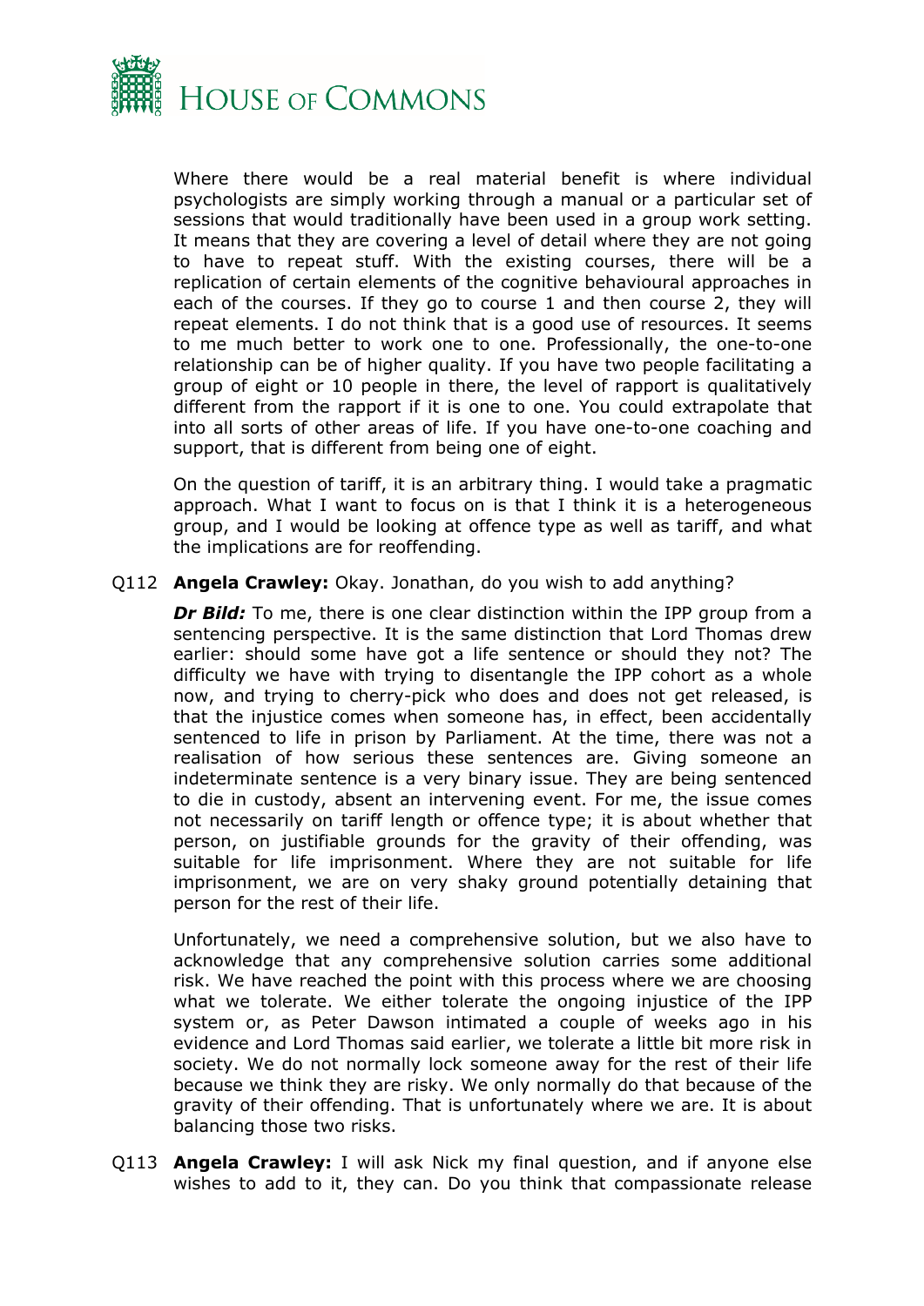Where there would be a real material benefit is where individual psychologists are simply working through a manual or a particular set of sessions that would traditionally have been used in a group work setting. It means that they are covering a level of detail where they are not going to have to repeat stuff. With the existing courses, there will be a replication of certain elements of the cognitive behavioural approaches in each of the courses. If they go to course 1 and then course 2, they will repeat elements. I do not think that is a good use of resources. It seems to me much better to work one to one. Professionally, the one-to-one relationship can be of higher quality. If you have two people facilitating a group of eight or 10 people in there, the level of rapport is qualitatively different from the rapport if it is one to one. You could extrapolate that into all sorts of other areas of life. If you have one-to-one coaching and support, that is different from being one of eight.

On the question of tariff, it is an arbitrary thing. I would take a pragmatic approach. What I want to focus on is that I think it is a heterogeneous group, and I would be looking at offence type as well as tariff, and what the implications are for reoffending.

Q112 **Angela Crawley:** Okay. Jonathan, do you wish to add anything?

***Dr Bild:*** To me, there is one clear distinction within the IPP group from a sentencing perspective. It is the same distinction that Lord Thomas drew earlier: should some have got a life sentence or should they not? The difficulty we have with trying to disentangle the IPP cohort as a whole now, and trying to cherry-pick who does and does not get released, is that the injustice comes when someone has, in effect, been accidentally sentenced to life in prison by Parliament. At the time, there was not a realisation of how serious these sentences are. Giving someone an indeterminate sentence is a very binary issue. They are being sentenced to die in custody, absent an intervening event. For me, the issue comes not necessarily on tariff length or offence type; it is about whether that person, on justifiable grounds for the gravity of their offending, was suitable for life imprisonment. Where they are not suitable for life imprisonment, we are on very shaky ground potentially detaining that person for the rest of their life.

Unfortunately, we need a comprehensive solution, but we also have to acknowledge that any comprehensive solution carries some additional risk. We have reached the point with this process where we are choosing what we tolerate. We either tolerate the ongoing injustice of the IPP system or, as Peter Dawson intimated a couple of weeks ago in his evidence and Lord Thomas said earlier, we tolerate a little bit more risk in society. We do not normally lock someone away for the rest of their life because we think they are risky. We only normally do that because of the gravity of their offending. That is unfortunately where we are. It is about balancing those two risks.

Q113 **Angela Crawley:** I will ask Nick my final question, and if anyone else wishes to add to it, they can. Do you think that compassionate release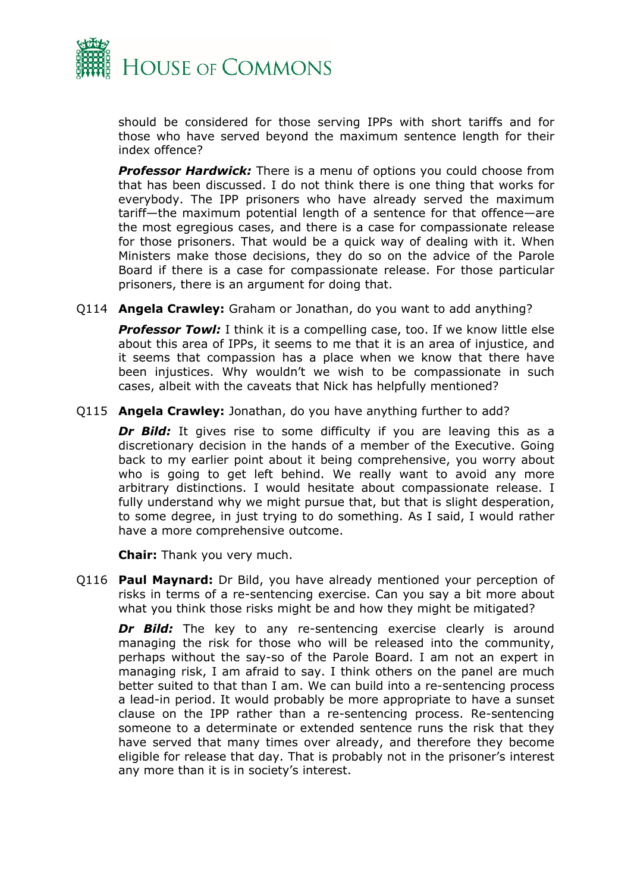should be considered for those serving IPPs with short tariffs and for those who have served beyond the maximum sentence length for their index offence?

***Professor Hardwick:*** There is a menu of options you could choose from that has been discussed. I do not think there is one thing that works for everybody. The IPP prisoners who have already served the maximum tariff—the maximum potential length of a sentence for that offence—are the most egregious cases, and there is a case for compassionate release for those prisoners. That would be a quick way of dealing with it. When Ministers make those decisions, they do so on the advice of the Parole Board if there is a case for compassionate release. For those particular prisoners, there is an argument for doing that.

Q114 **Angela Crawley:** Graham or Jonathan, do you want to add anything?

***Professor Towl:*** I think it is a compelling case, too. If we know little else about this area of IPPs, it seems to me that it is an area of injustice, and it seems that compassion has a place when we know that there have been injustices. Why wouldn't we wish to be compassionate in such cases, albeit with the caveats that Nick has helpfully mentioned?

Q115 **Angela Crawley:** Jonathan, do you have anything further to add?

***Dr Bild:*** It gives rise to some difficulty if you are leaving this as a discretionary decision in the hands of a member of the Executive. Going back to my earlier point about it being comprehensive, you worry about who is going to get left behind. We really want to avoid any more arbitrary distinctions. I would hesitate about compassionate release. I fully understand why we might pursue that, but that is slight desperation, to some degree, in just trying to do something. As I said, I would rather have a more comprehensive outcome.

**Chair:** Thank you very much.

Q116 **Paul Maynard:** Dr Bild, you have already mentioned your perception of risks in terms of a re-sentencing exercise. Can you say a bit more about what you think those risks might be and how they might be mitigated?

***Dr Bild:*** The key to any re-sentencing exercise clearly is around managing the risk for those who will be released into the community, perhaps without the say-so of the Parole Board. I am not an expert in managing risk, I am afraid to say. I think others on the panel are much better suited to that than I am. We can build into a re-sentencing process a lead-in period. It would probably be more appropriate to have a sunset clause on the IPP rather than a re-sentencing process. Re-sentencing someone to a determinate or extended sentence runs the risk that they have served that many times over already, and therefore they become eligible for release that day. That is probably not in the prisoner's interest any more than it is in society's interest.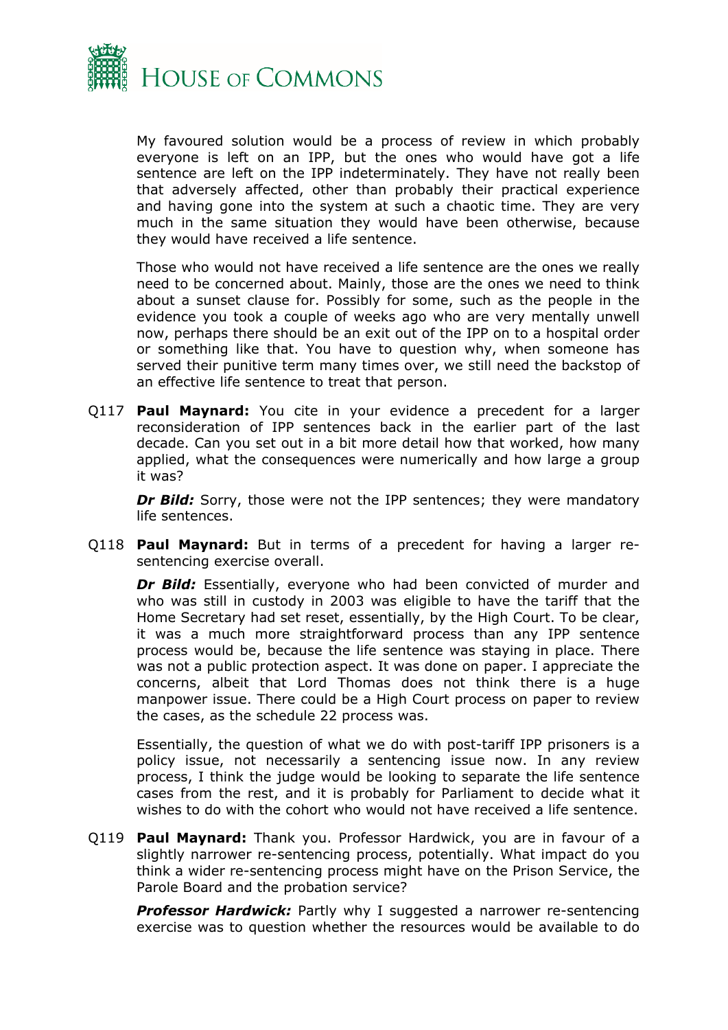My favoured solution would be a process of review in which probably everyone is left on an IPP, but the ones who would have got a life sentence are left on the IPP indeterminately. They have not really been that adversely affected, other than probably their practical experience and having gone into the system at such a chaotic time. They are very much in the same situation they would have been otherwise, because they would have received a life sentence.

Those who would not have received a life sentence are the ones we really need to be concerned about. Mainly, those are the ones we need to think about a sunset clause for. Possibly for some, such as the people in the evidence you took a couple of weeks ago who are very mentally unwell now, perhaps there should be an exit out of the IPP on to a hospital order or something like that. You have to question why, when someone has served their punitive term many times over, we still need the backstop of an effective life sentence to treat that person.

Q117 **Paul Maynard:** You cite in your evidence a precedent for a larger reconsideration of IPP sentences back in the earlier part of the last decade. Can you set out in a bit more detail how that worked, how many applied, what the consequences were numerically and how large a group it was?

***Dr Bild:*** Sorry, those were not the IPP sentences; they were mandatory life sentences.

Q118 **Paul Maynard:** But in terms of a precedent for having a larger re-sentencing exercise overall.

***Dr Bild:*** Essentially, everyone who had been convicted of murder and who was still in custody in 2003 was eligible to have the tariff that the Home Secretary had set reset, essentially, by the High Court. To be clear, it was a much more straightforward process than any IPP sentence process would be, because the life sentence was staying in place. There was not a public protection aspect. It was done on paper. I appreciate the concerns, albeit that Lord Thomas does not think there is a huge manpower issue. There could be a High Court process on paper to review the cases, as the schedule 22 process was.

Essentially, the question of what we do with post-tariff IPP prisoners is a policy issue, not necessarily a sentencing issue now. In any review process, I think the judge would be looking to separate the life sentence cases from the rest, and it is probably for Parliament to decide what it wishes to do with the cohort who would not have received a life sentence.

Q119 **Paul Maynard:** Thank you. Professor Hardwick, you are in favour of a slightly narrower re-sentencing process, potentially. What impact do you think a wider re-sentencing process might have on the Prison Service, the Parole Board and the probation service?

***Professor Hardwick:*** Partly why I suggested a narrower re-sentencing exercise was to question whether the resources would be available to do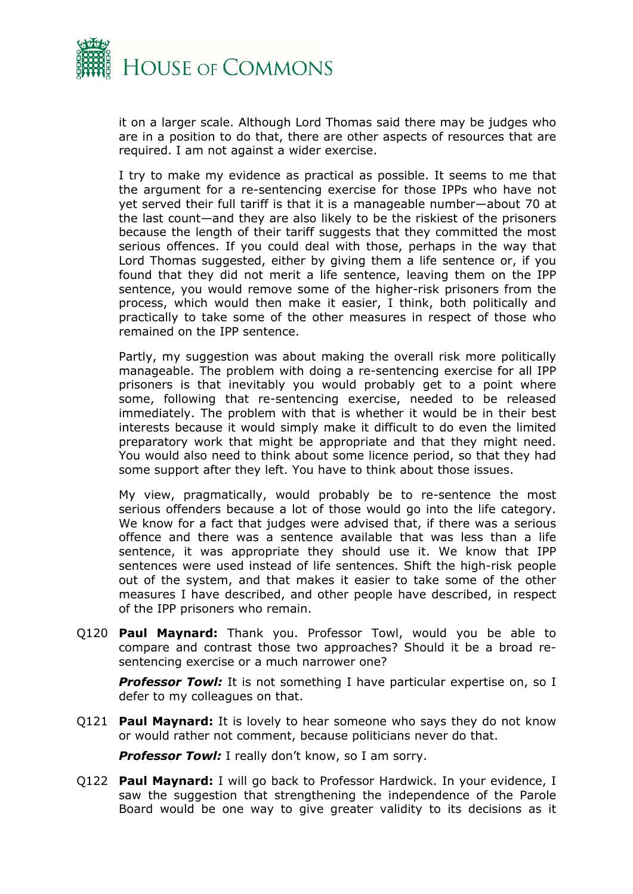it on a larger scale. Although Lord Thomas said there may be judges who are in a position to do that, there are other aspects of resources that are required. I am not against a wider exercise.

I try to make my evidence as practical as possible. It seems to me that the argument for a re-sentencing exercise for those IPPs who have not yet served their full tariff is that it is a manageable number—about 70 at the last count—and they are also likely to be the riskiest of the prisoners because the length of their tariff suggests that they committed the most serious offences. If you could deal with those, perhaps in the way that Lord Thomas suggested, either by giving them a life sentence or, if you found that they did not merit a life sentence, leaving them on the IPP sentence, you would remove some of the higher-risk prisoners from the process, which would then make it easier, I think, both politically and practically to take some of the other measures in respect of those who remained on the IPP sentence.

Partly, my suggestion was about making the overall risk more politically manageable. The problem with doing a re-sentencing exercise for all IPP prisoners is that inevitably you would probably get to a point where some, following that re-sentencing exercise, needed to be released immediately. The problem with that is whether it would be in their best interests because it would simply make it difficult to do even the limited preparatory work that might be appropriate and that they might need. You would also need to think about some licence period, so that they had some support after they left. You have to think about those issues.

My view, pragmatically, would probably be to re-sentence the most serious offenders because a lot of those would go into the life category. We know for a fact that judges were advised that, if there was a serious offence and there was a sentence available that was less than a life sentence, it was appropriate they should use it. We know that IPP sentences were used instead of life sentences. Shift the high-risk people out of the system, and that makes it easier to take some of the other measures I have described, and other people have described, in respect of the IPP prisoners who remain.

Q120 **Paul Maynard:** Thank you. Professor Towl, would you be able to compare and contrast those two approaches? Should it be a broad re-sentencing exercise or a much narrower one?

***Professor Towl:*** It is not something I have particular expertise on, so I defer to my colleagues on that.

Q121 **Paul Maynard:** It is lovely to hear someone who says they do not know or would rather not comment, because politicians never do that.

***Professor Towl:*** I really don't know, so I am sorry.

Q122 **Paul Maynard:** I will go back to Professor Hardwick. In your evidence, I saw the suggestion that strengthening the independence of the Parole Board would be one way to give greater validity to its decisions as it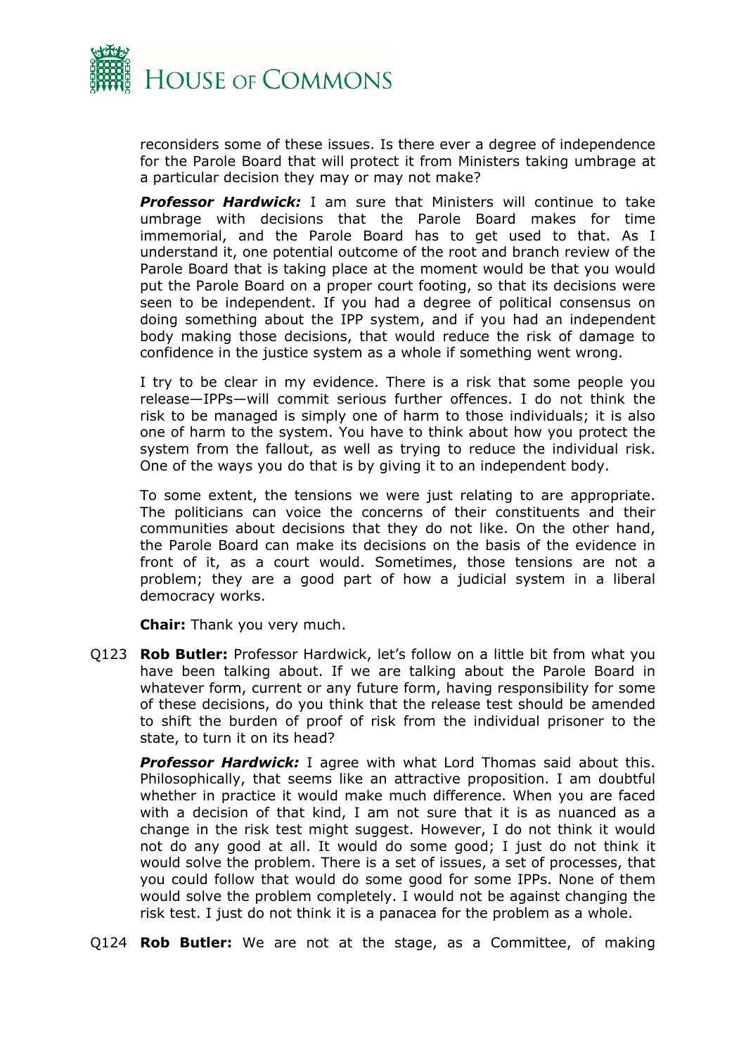reconsiders some of these issues. Is there ever a degree of independence for the Parole Board that will protect it from Ministers taking umbrage at a particular decision they may or may not make?

***Professor Hardwick:*** I am sure that Ministers will continue to take umbrage with decisions that the Parole Board makes for time immemorial, and the Parole Board has to get used to that. As I understand it, one potential outcome of the root and branch review of the Parole Board that is taking place at the moment would be that you would put the Parole Board on a proper court footing, so that its decisions were seen to be independent. If you had a degree of political consensus on doing something about the IPP system, and if you had an independent body making those decisions, that would reduce the risk of damage to confidence in the justice system as a whole if something went wrong.

I try to be clear in my evidence. There is a risk that some people you release—IPPs—will commit serious further offences. I do not think the risk to be managed is simply one of harm to those individuals; it is also one of harm to the system. You have to think about how you protect the system from the fallout, as well as trying to reduce the individual risk. One of the ways you do that is by giving it to an independent body.

To some extent, the tensions we were just relating to are appropriate. The politicians can voice the concerns of their constituents and their communities about decisions that they do not like. On the other hand, the Parole Board can make its decisions on the basis of the evidence in front of it, as a court would. Sometimes, those tensions are not a problem; they are a good part of how a judicial system in a liberal democracy works.

**Chair:** Thank you very much.

Q123 **Rob Butler:** Professor Hardwick, let's follow on a little bit from what you have been talking about. If we are talking about the Parole Board in whatever form, current or any future form, having responsibility for some of these decisions, do you think that the release test should be amended to shift the burden of proof of risk from the individual prisoner to the state, to turn it on its head?

***Professor Hardwick:*** I agree with what Lord Thomas said about this. Philosophically, that seems like an attractive proposition. I am doubtful whether in practice it would make much difference. When you are faced with a decision of that kind, I am not sure that it is as nuanced as a change in the risk test might suggest. However, I do not think it would not do any good at all. It would do some good; I just do not think it would solve the problem. There is a set of issues, a set of processes, that you could follow that would do some good for some IPPs. None of them would solve the problem completely. I would not be against changing the risk test. I just do not think it is a panacea for the problem as a whole.

Q124 **Rob Butler:** We are not at the stage, as a Committee, of making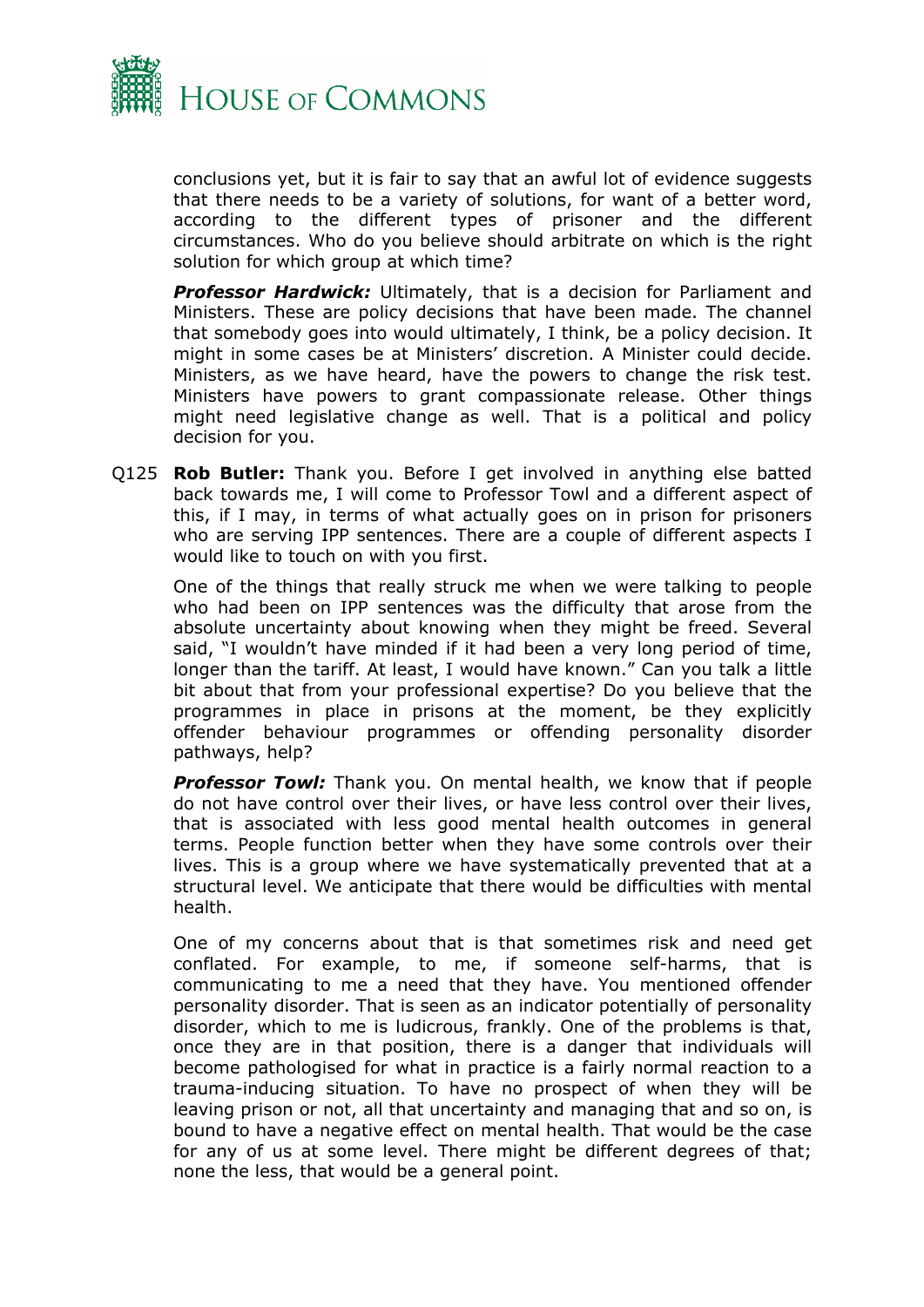conclusions yet, but it is fair to say that an awful lot of evidence suggests that there needs to be a variety of solutions, for want of a better word, according to the different types of prisoner and the different circumstances. Who do you believe should arbitrate on which is the right solution for which group at which time?

***Professor Hardwick:*** Ultimately, that is a decision for Parliament and Ministers. These are policy decisions that have been made. The channel that somebody goes into would ultimately, I think, be a policy decision. It might in some cases be at Ministers' discretion. A Minister could decide. Ministers, as we have heard, have the powers to change the risk test. Ministers have powers to grant compassionate release. Other things might need legislative change as well. That is a political and policy decision for you.

Q125 **Rob Butler:** Thank you. Before I get involved in anything else batted back towards me, I will come to Professor Towl and a different aspect of this, if I may, in terms of what actually goes on in prison for prisoners who are serving IPP sentences. There are a couple of different aspects I would like to touch on with you first.

One of the things that really struck me when we were talking to people who had been on IPP sentences was the difficulty that arose from the absolute uncertainty about knowing when they might be freed. Several said, "I wouldn't have minded if it had been a very long period of time, longer than the tariff. At least, I would have known." Can you talk a little bit about that from your professional expertise? Do you believe that the programmes in place in prisons at the moment, be they explicitly offender behaviour programmes or offending personality disorder pathways, help?

***Professor Towl:*** Thank you. On mental health, we know that if people do not have control over their lives, or have less control over their lives, that is associated with less good mental health outcomes in general terms. People function better when they have some controls over their lives. This is a group where we have systematically prevented that at a structural level. We anticipate that there would be difficulties with mental health.

One of my concerns about that is that sometimes risk and need get conflated. For example, to me, if someone self-harms, that is communicating to me a need that they have. You mentioned offender personality disorder. That is seen as an indicator potentially of personality disorder, which to me is ludicrous, frankly. One of the problems is that, once they are in that position, there is a danger that individuals will become pathologised for what in practice is a fairly normal reaction to a trauma-inducing situation. To have no prospect of when they will be leaving prison or not, all that uncertainty and managing that and so on, is bound to have a negative effect on mental health. That would be the case for any of us at some level. There might be different degrees of that; none the less, that would be a general point.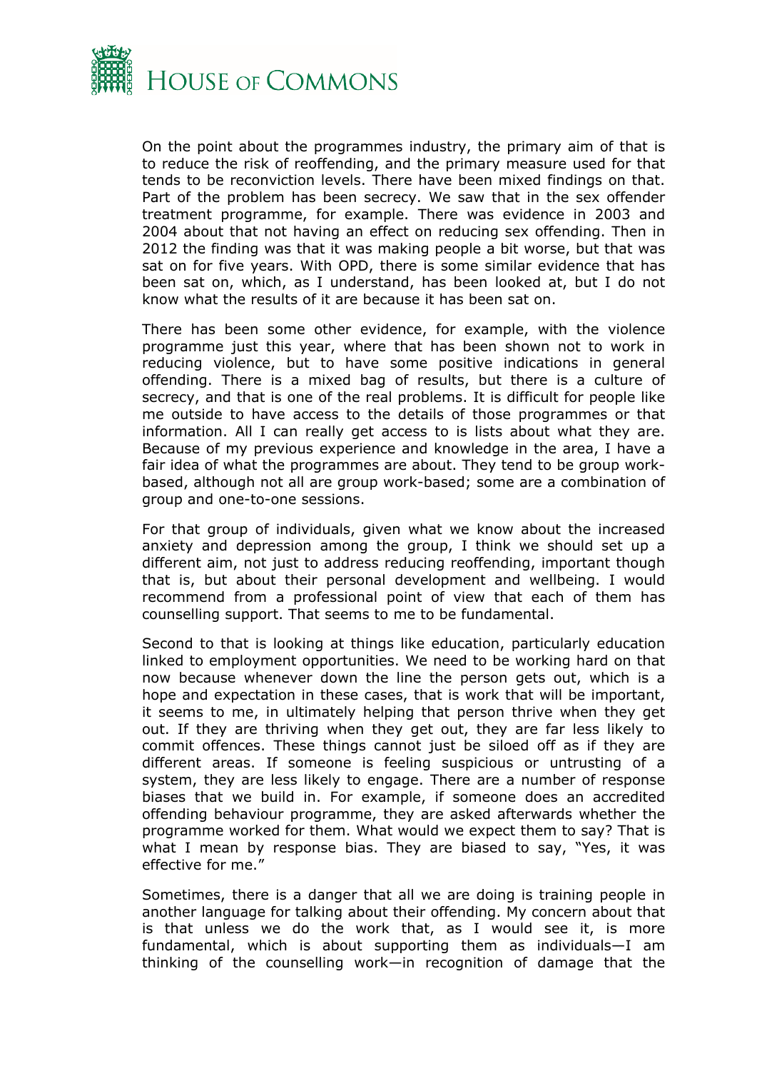On the point about the programmes industry, the primary aim of that is to reduce the risk of reoffending, and the primary measure used for that tends to be reconviction levels. There have been mixed findings on that. Part of the problem has been secrecy. We saw that in the sex offender treatment programme, for example. There was evidence in 2003 and 2004 about that not having an effect on reducing sex offending. Then in 2012 the finding was that it was making people a bit worse, but that was sat on for five years. With OPD, there is some similar evidence that has been sat on, which, as I understand, has been looked at, but I do not know what the results of it are because it has been sat on.

There has been some other evidence, for example, with the violence programme just this year, where that has been shown not to work in reducing violence, but to have some positive indications in general offending. There is a mixed bag of results, but there is a culture of secrecy, and that is one of the real problems. It is difficult for people like me outside to have access to the details of those programmes or that information. All I can really get access to is lists about what they are. Because of my previous experience and knowledge in the area, I have a fair idea of what the programmes are about. They tend to be group work-based, although not all are group work-based; some are a combination of group and one-to-one sessions.

For that group of individuals, given what we know about the increased anxiety and depression among the group, I think we should set up a different aim, not just to address reducing reoffending, important though that is, but about their personal development and wellbeing. I would recommend from a professional point of view that each of them has counselling support. That seems to me to be fundamental.

Second to that is looking at things like education, particularly education linked to employment opportunities. We need to be working hard on that now because whenever down the line the person gets out, which is a hope and expectation in these cases, that is work that will be important, it seems to me, in ultimately helping that person thrive when they get out. If they are thriving when they get out, they are far less likely to commit offences. These things cannot just be siloed off as if they are different areas. If someone is feeling suspicious or untrusting of a system, they are less likely to engage. There are a number of response biases that we build in. For example, if someone does an accredited offending behaviour programme, they are asked afterwards whether the programme worked for them. What would we expect them to say? That is what I mean by response bias. They are biased to say, "Yes, it was effective for me."

Sometimes, there is a danger that all we are doing is training people in another language for talking about their offending. My concern about that is that unless we do the work that, as I would see it, is more fundamental, which is about supporting them as individuals—I am thinking of the counselling work—in recognition of damage that the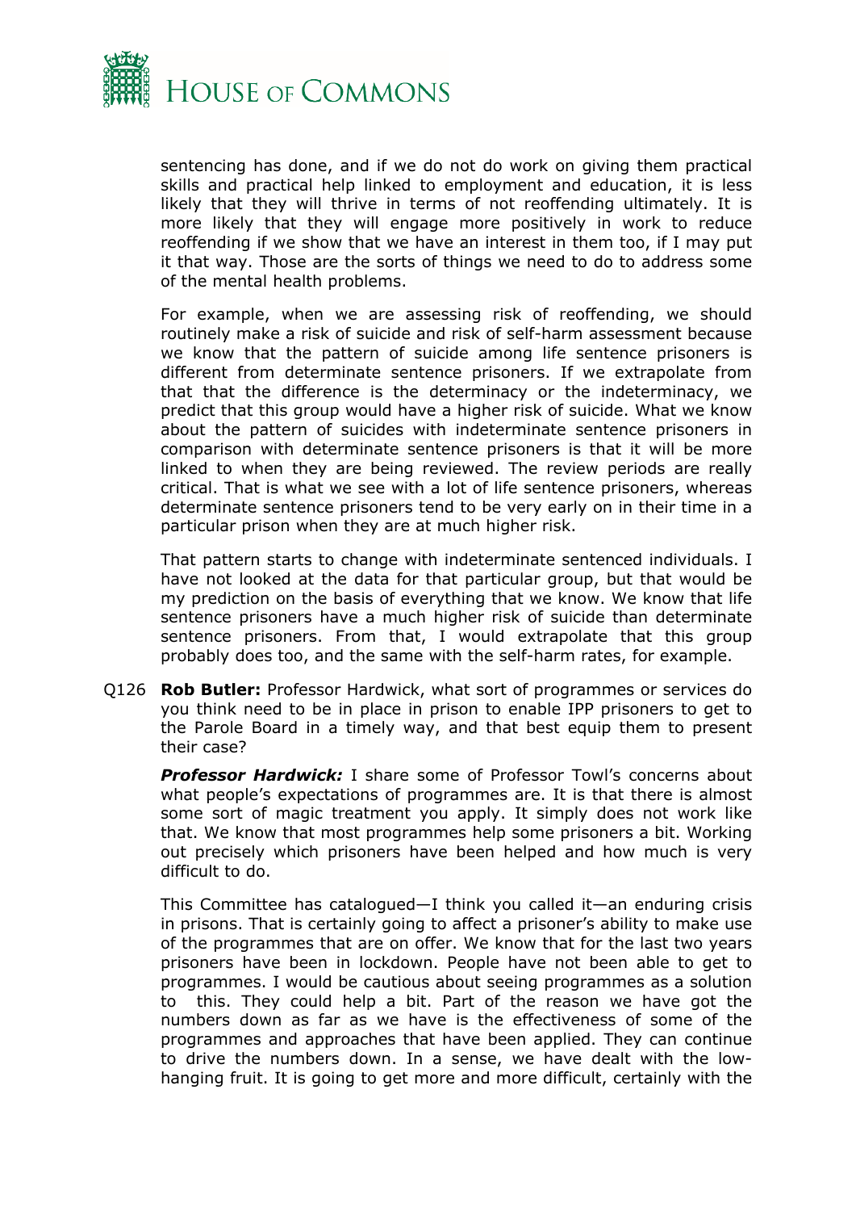sentencing has done, and if we do not do work on giving them practical skills and practical help linked to employment and education, it is less likely that they will thrive in terms of not reoffending ultimately. It is more likely that they will engage more positively in work to reduce reoffending if we show that we have an interest in them too, if I may put it that way. Those are the sorts of things we need to do to address some of the mental health problems.

For example, when we are assessing risk of reoffending, we should routinely make a risk of suicide and risk of self-harm assessment because we know that the pattern of suicide among life sentence prisoners is different from determinate sentence prisoners. If we extrapolate from that that the difference is the determinacy or the indeterminacy, we predict that this group would have a higher risk of suicide. What we know about the pattern of suicides with indeterminate sentence prisoners in comparison with determinate sentence prisoners is that it will be more linked to when they are being reviewed. The review periods are really critical. That is what we see with a lot of life sentence prisoners, whereas determinate sentence prisoners tend to be very early on in their time in a particular prison when they are at much higher risk.

That pattern starts to change with indeterminate sentenced individuals. I have not looked at the data for that particular group, but that would be my prediction on the basis of everything that we know. We know that life sentence prisoners have a much higher risk of suicide than determinate sentence prisoners. From that, I would extrapolate that this group probably does too, and the same with the self-harm rates, for example.

Q126 **Rob Butler:** Professor Hardwick, what sort of programmes or services do you think need to be in place in prison to enable IPP prisoners to get to the Parole Board in a timely way, and that best equip them to present their case?

***Professor Hardwick:*** I share some of Professor Towl's concerns about what people's expectations of programmes are. It is that there is almost some sort of magic treatment you apply. It simply does not work like that. We know that most programmes help some prisoners a bit. Working out precisely which prisoners have been helped and how much is very difficult to do.

This Committee has catalogued—I think you called it—an enduring crisis in prisons. That is certainly going to affect a prisoner's ability to make use of the programmes that are on offer. We know that for the last two years prisoners have been in lockdown. People have not been able to get to programmes. I would be cautious about seeing programmes as a solution to this. They could help a bit. Part of the reason we have got the numbers down as far as we have is the effectiveness of some of the programmes and approaches that have been applied. They can continue to drive the numbers down. In a sense, we have dealt with the low-hanging fruit. It is going to get more and more difficult, certainly with the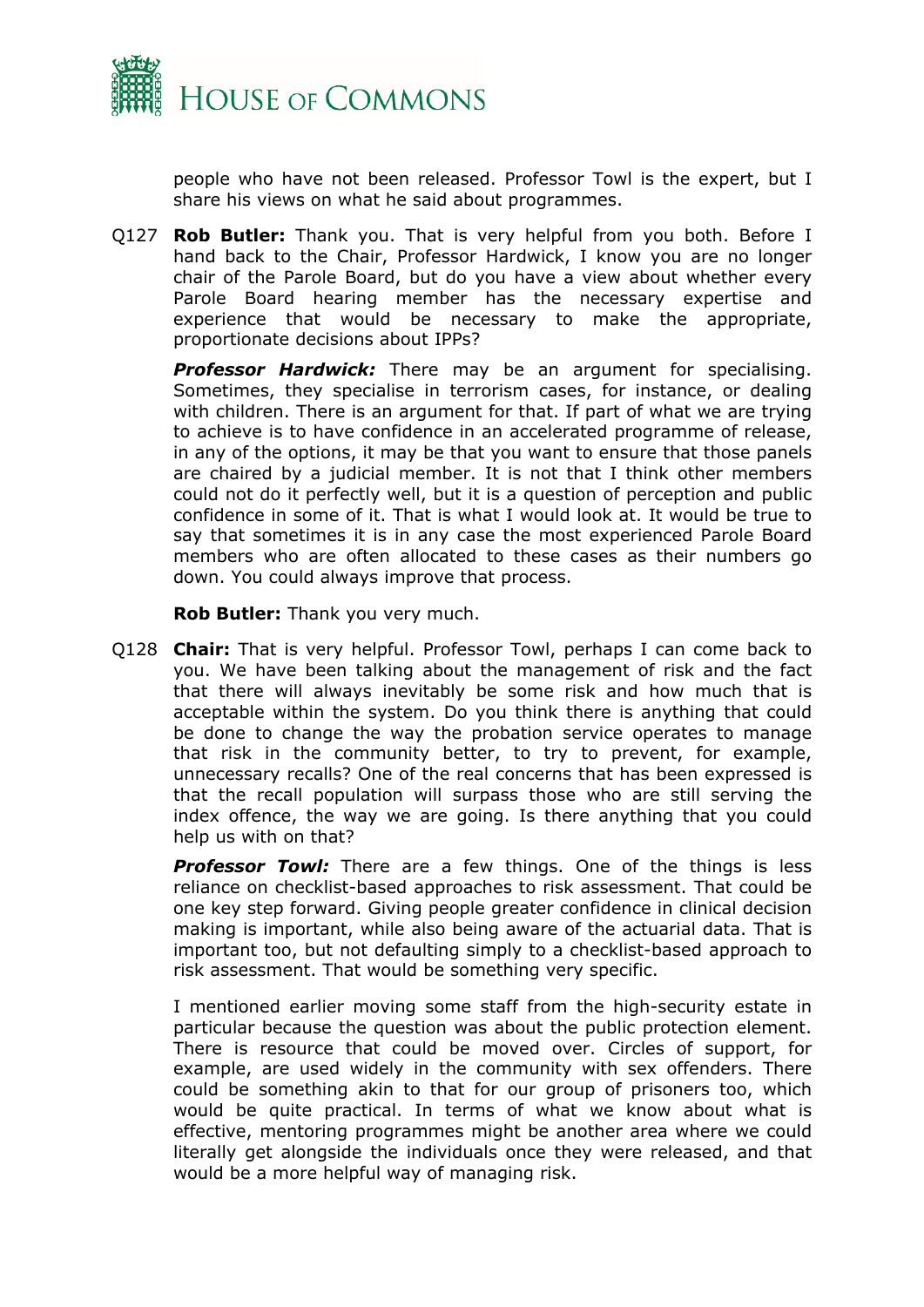people who have not been released. Professor Towl is the expert, but I share his views on what he said about programmes.

Q127 **Rob Butler:** Thank you. That is very helpful from you both. Before I hand back to the Chair, Professor Hardwick, I know you are no longer chair of the Parole Board, but do you have a view about whether every Parole Board hearing member has the necessary expertise and experience that would be necessary to make the appropriate, proportionate decisions about IPPs?

***Professor Hardwick:*** There may be an argument for specialising. Sometimes, they specialise in terrorism cases, for instance, or dealing with children. There is an argument for that. If part of what we are trying to achieve is to have confidence in an accelerated programme of release, in any of the options, it may be that you want to ensure that those panels are chaired by a judicial member. It is not that I think other members could not do it perfectly well, but it is a question of perception and public confidence in some of it. That is what I would look at. It would be true to say that sometimes it is in any case the most experienced Parole Board members who are often allocated to these cases as their numbers go down. You could always improve that process.

**Rob Butler:** Thank you very much.

Q128 **Chair:** That is very helpful. Professor Towl, perhaps I can come back to you. We have been talking about the management of risk and the fact that there will always inevitably be some risk and how much that is acceptable within the system. Do you think there is anything that could be done to change the way the probation service operates to manage that risk in the community better, to try to prevent, for example, unnecessary recalls? One of the real concerns that has been expressed is that the recall population will surpass those who are still serving the index offence, the way we are going. Is there anything that you could help us with on that?

***Professor Towl:*** There are a few things. One of the things is less reliance on checklist-based approaches to risk assessment. That could be one key step forward. Giving people greater confidence in clinical decision making is important, while also being aware of the actuarial data. That is important too, but not defaulting simply to a checklist-based approach to risk assessment. That would be something very specific.

I mentioned earlier moving some staff from the high-security estate in particular because the question was about the public protection element. There is resource that could be moved over. Circles of support, for example, are used widely in the community with sex offenders. There could be something akin to that for our group of prisoners too, which would be quite practical. In terms of what we know about what is effective, mentoring programmes might be another area where we could literally get alongside the individuals once they were released, and that would be a more helpful way of managing risk.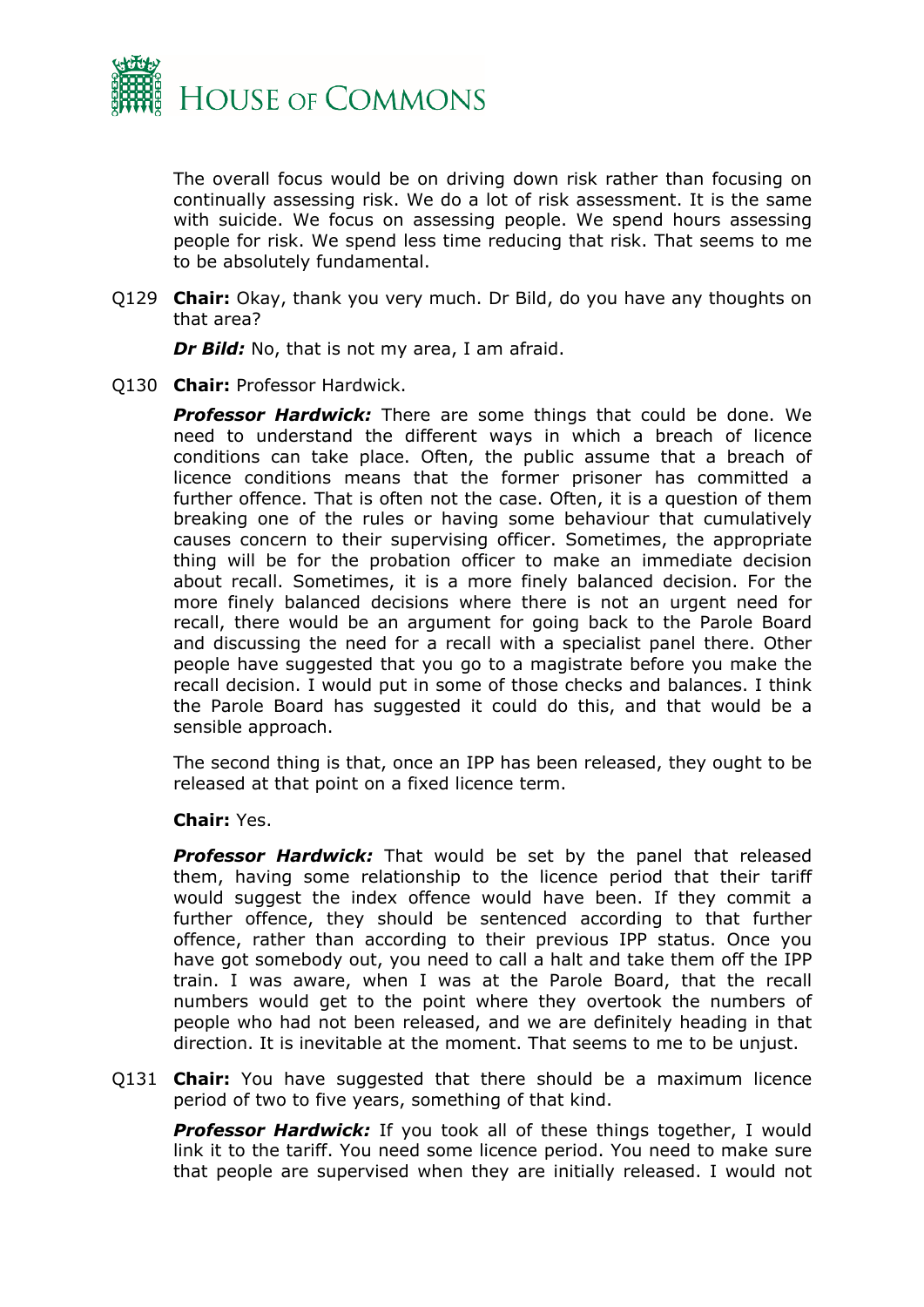The overall focus would be on driving down risk rather than focusing on continually assessing risk. We do a lot of risk assessment. It is the same with suicide. We focus on assessing people. We spend hours assessing people for risk. We spend less time reducing that risk. That seems to me to be absolutely fundamental.

Q129 **Chair:** Okay, thank you very much. Dr Bild, do you have any thoughts on that area?

***Dr Bild:*** No, that is not my area, I am afraid.

Q130 **Chair:** Professor Hardwick.

***Professor Hardwick:*** There are some things that could be done. We need to understand the different ways in which a breach of licence conditions can take place. Often, the public assume that a breach of licence conditions means that the former prisoner has committed a further offence. That is often not the case. Often, it is a question of them breaking one of the rules or having some behaviour that cumulatively causes concern to their supervising officer. Sometimes, the appropriate thing will be for the probation officer to make an immediate decision about recall. Sometimes, it is a more finely balanced decision. For the more finely balanced decisions where there is not an urgent need for recall, there would be an argument for going back to the Parole Board and discussing the need for a recall with a specialist panel there. Other people have suggested that you go to a magistrate before you make the recall decision. I would put in some of those checks and balances. I think the Parole Board has suggested it could do this, and that would be a sensible approach.

The second thing is that, once an IPP has been released, they ought to be released at that point on a fixed licence term.

**Chair:** Yes.

***Professor Hardwick:*** That would be set by the panel that released them, having some relationship to the licence period that their tariff would suggest the index offence would have been. If they commit a further offence, they should be sentenced according to that further offence, rather than according to their previous IPP status. Once you have got somebody out, you need to call a halt and take them off the IPP train. I was aware, when I was at the Parole Board, that the recall numbers would get to the point where they overtook the numbers of people who had not been released, and we are definitely heading in that direction. It is inevitable at the moment. That seems to me to be unjust.

Q131 **Chair:** You have suggested that there should be a maximum licence period of two to five years, something of that kind.

***Professor Hardwick:*** If you took all of these things together, I would link it to the tariff. You need some licence period. You need to make sure that people are supervised when they are initially released. I would not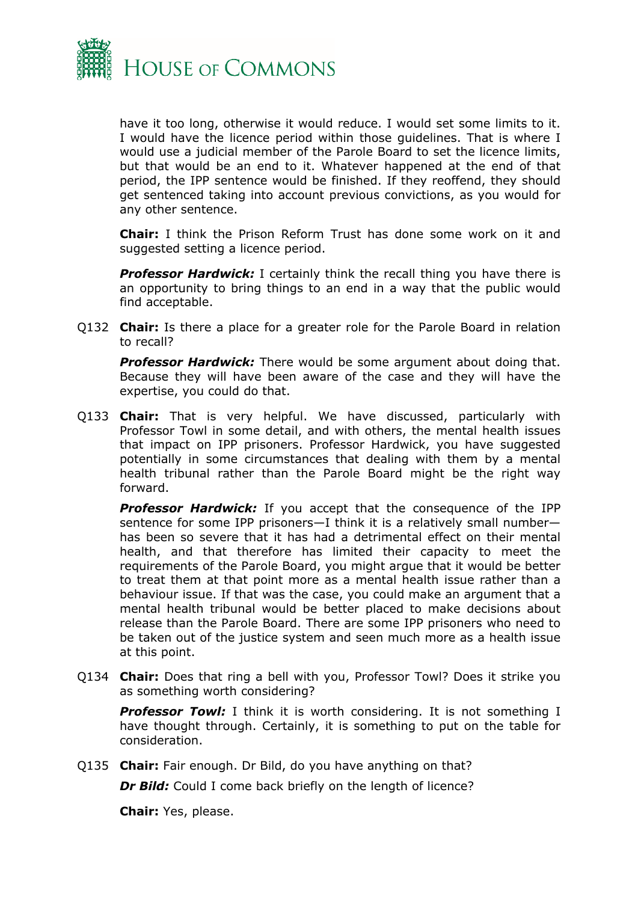have it too long, otherwise it would reduce. I would set some limits to it. I would have the licence period within those guidelines. That is where I would use a judicial member of the Parole Board to set the licence limits, but that would be an end to it. Whatever happened at the end of that period, the IPP sentence would be finished. If they reoffend, they should get sentenced taking into account previous convictions, as you would for any other sentence.

**Chair:** I think the Prison Reform Trust has done some work on it and suggested setting a licence period.

***Professor Hardwick:*** I certainly think the recall thing you have there is an opportunity to bring things to an end in a way that the public would find acceptable.

Q132 **Chair:** Is there a place for a greater role for the Parole Board in relation to recall?

***Professor Hardwick:*** There would be some argument about doing that. Because they will have been aware of the case and they will have the expertise, you could do that.

Q133 **Chair:** That is very helpful. We have discussed, particularly with Professor Towl in some detail, and with others, the mental health issues that impact on IPP prisoners. Professor Hardwick, you have suggested potentially in some circumstances that dealing with them by a mental health tribunal rather than the Parole Board might be the right way forward.

***Professor Hardwick:*** If you accept that the consequence of the IPP sentence for some IPP prisoners—I think it is a relatively small number—has been so severe that it has had a detrimental effect on their mental health, and that therefore has limited their capacity to meet the requirements of the Parole Board, you might argue that it would be better to treat them at that point more as a mental health issue rather than a behaviour issue. If that was the case, you could make an argument that a mental health tribunal would be better placed to make decisions about release than the Parole Board. There are some IPP prisoners who need to be taken out of the justice system and seen much more as a health issue at this point.

Q134 **Chair:** Does that ring a bell with you, Professor Towl? Does it strike you as something worth considering?

***Professor Towl:*** I think it is worth considering. It is not something I have thought through. Certainly, it is something to put on the table for consideration.

Q135 **Chair:** Fair enough. Dr Bild, do you have anything on that?

***Dr Bild:*** Could I come back briefly on the length of licence?

**Chair:** Yes, please.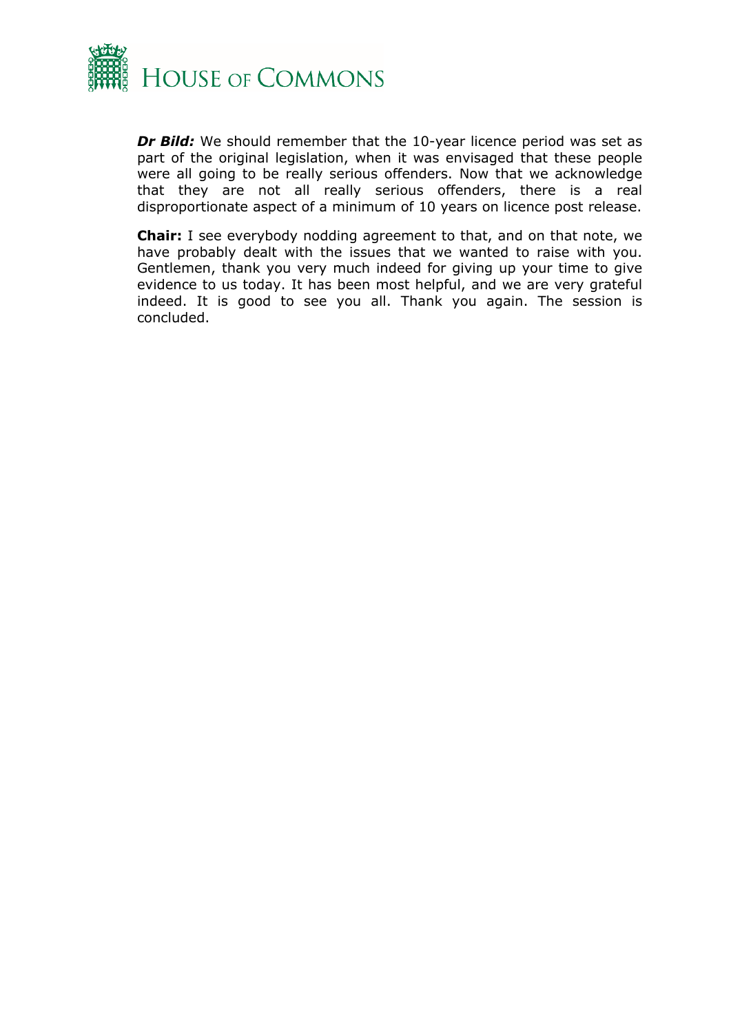***Dr Bild:*** We should remember that the 10-year licence period was set as part of the original legislation, when it was envisaged that these people were all going to be really serious offenders. Now that we acknowledge that they are not all really serious offenders, there is a real disproportionate aspect of a minimum of 10 years on licence post release.

**Chair:** I see everybody nodding agreement to that, and on that note, we have probably dealt with the issues that we wanted to raise with you. Gentlemen, thank you very much indeed for giving up your time to give evidence to us today. It has been most helpful, and we are very grateful indeed. It is good to see you all. Thank you again. The session is concluded.